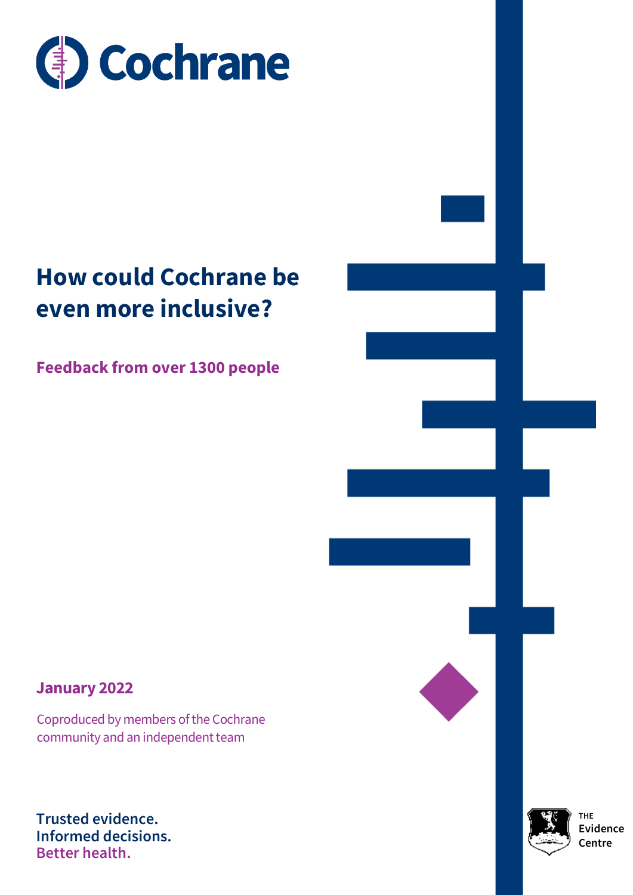Cochrane

# How could Cochrane be even more inclusive?

## Feedback from over 1300 people

**January 2022**

Coproduced by members of the Cochrane community and an independent team

Trusted evidence.
Informed decisions.
Better health.

THE Evidence Centre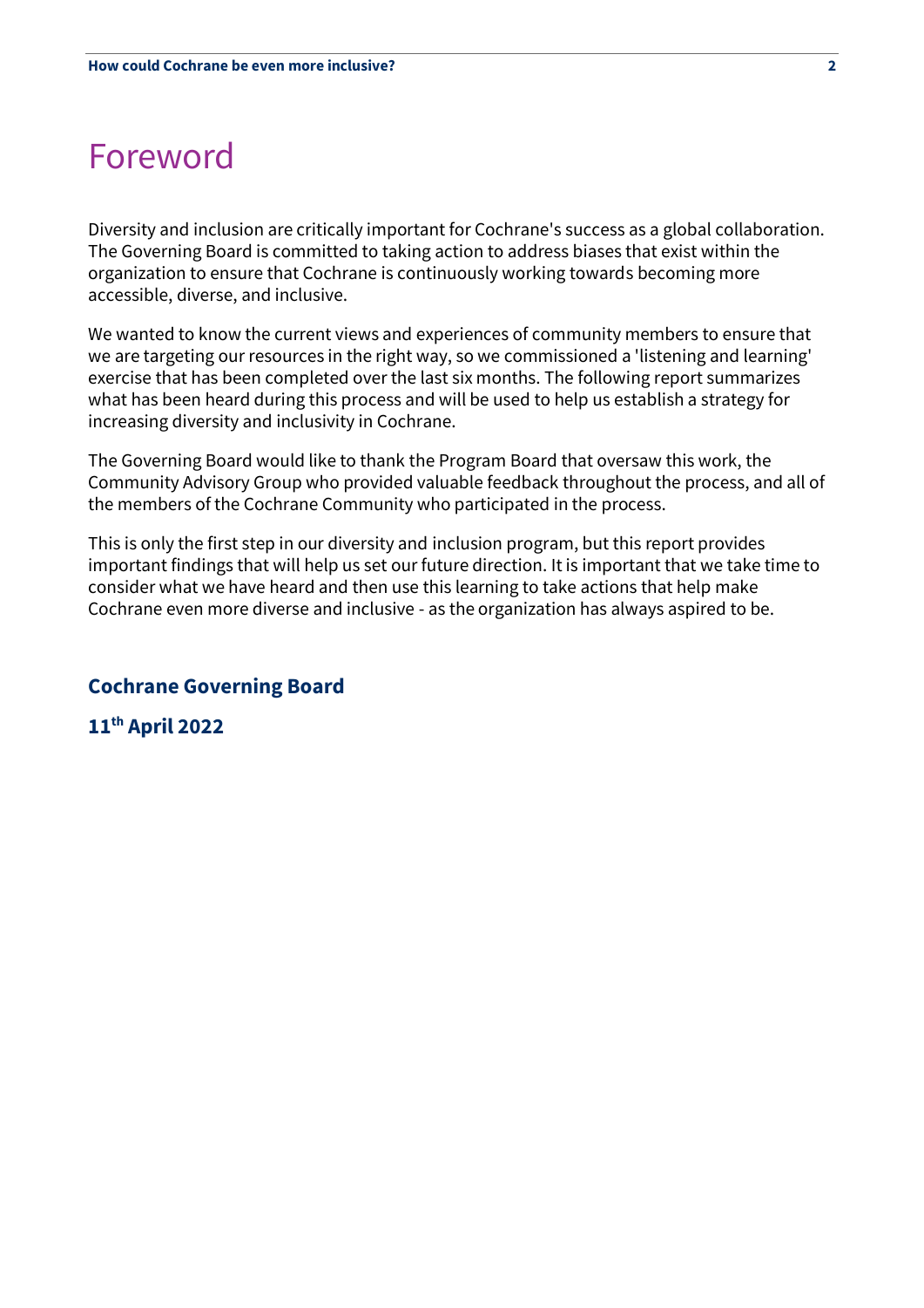# Foreword

Diversity and inclusion are critically important for Cochrane's success as a global collaboration. The Governing Board is committed to taking action to address biases that exist within the organization to ensure that Cochrane is continuously working towards becoming more accessible, diverse, and inclusive.

We wanted to know the current views and experiences of community members to ensure that we are targeting our resources in the right way, so we commissioned a 'listening and learning' exercise that has been completed over the last six months. The following report summarizes what has been heard during this process and will be used to help us establish a strategy for increasing diversity and inclusivity in Cochrane.

The Governing Board would like to thank the Program Board that oversaw this work, the Community Advisory Group who provided valuable feedback throughout the process, and all of the members of the Cochrane Community who participated in the process.

This is only the first step in our diversity and inclusion program, but this report provides important findings that will help us set our future direction. It is important that we take time to consider what we have heard and then use this learning to take actions that help make Cochrane even more diverse and inclusive - as the organization has always aspired to be.

**Cochrane Governing Board**

**11th April 2022**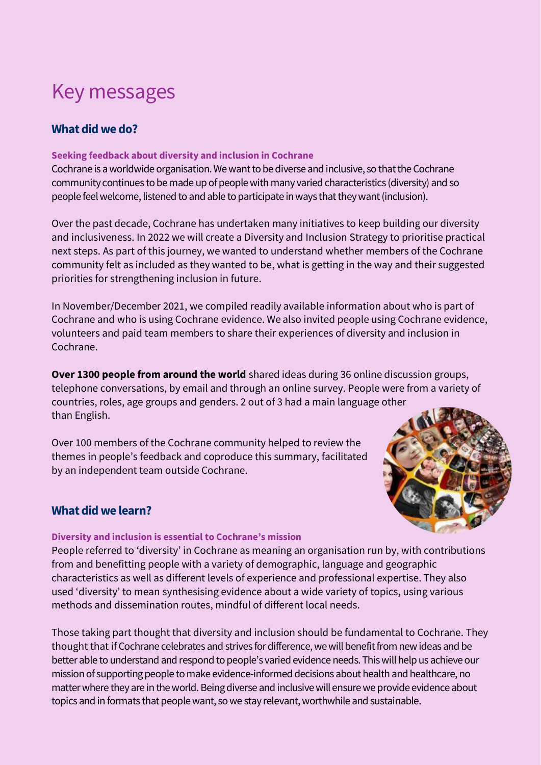# Key messages

## What did we do?

### Seeking feedback about diversity and inclusion in Cochrane

Cochrane is a worldwide organisation. We want to be diverse and inclusive, so that the Cochrane community continues to be made up of people with many varied characteristics (diversity) and so people feel welcome, listened to and able to participate in ways that they want (inclusion).

Over the past decade, Cochrane has undertaken many initiatives to keep building our diversity and inclusiveness. In 2022 we will create a Diversity and Inclusion Strategy to prioritise practical next steps. As part of this journey, we wanted to understand whether members of the Cochrane community felt as included as they wanted to be, what is getting in the way and their suggested priorities for strengthening inclusion in future.

In November/December 2021, we compiled readily available information about who is part of Cochrane and who is using Cochrane evidence. We also invited people using Cochrane evidence, volunteers and paid team members to share their experiences of diversity and inclusion in Cochrane.

**Over 1300 people from around the world** shared ideas during 36 online discussion groups, telephone conversations, by email and through an online survey. People were from a variety of countries, roles, age groups and genders. 2 out of 3 had a main language other than English.

Over 100 members of the Cochrane community helped to review the themes in people's feedback and coproduce this summary, facilitated by an independent team outside Cochrane.

## What did we learn?

### Diversity and inclusion is essential to Cochrane's mission

People referred to 'diversity' in Cochrane as meaning an organisation run by, with contributions from and benefitting people with a variety of demographic, language and geographic characteristics as well as different levels of experience and professional expertise. They also used 'diversity' to mean synthesising evidence about a wide variety of topics, using various methods and dissemination routes, mindful of different local needs.

Those taking part thought that diversity and inclusion should be fundamental to Cochrane. They thought that if Cochrane celebrates and strives for difference, we will benefit from new ideas and be better able to understand and respond to people's varied evidence needs. This will help us achieve our mission of supporting people to make evidence-informed decisions about health and healthcare, no matter where they are in the world. Being diverse and inclusive will ensure we provide evidence about topics and in formats that people want, so we stay relevant, worthwhile and sustainable.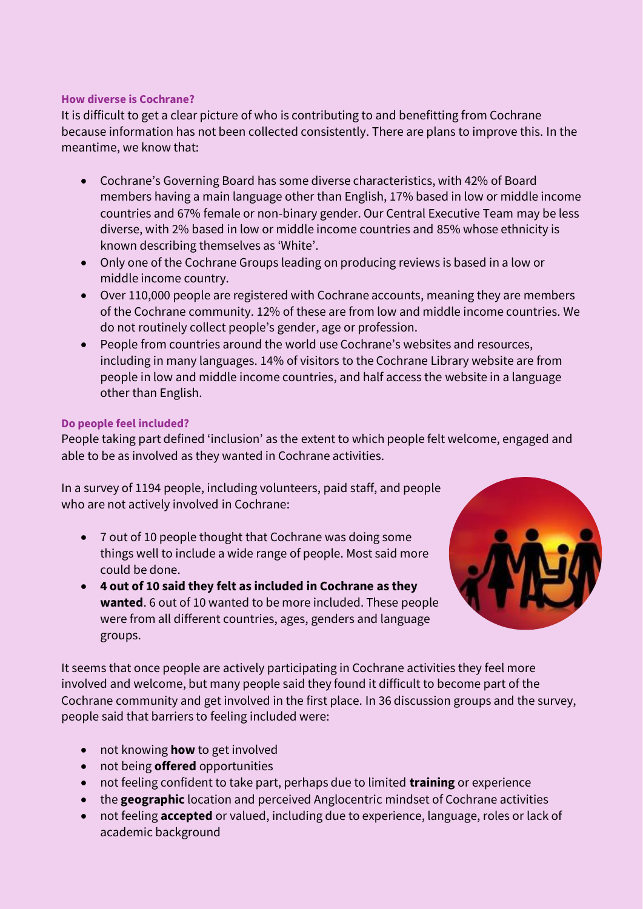### How diverse is Cochrane?

It is difficult to get a clear picture of who is contributing to and benefitting from Cochrane because information has not been collected consistently. There are plans to improve this. In the meantime, we know that:

- Cochrane's Governing Board has some diverse characteristics, with 42% of Board members having a main language other than English, 17% based in low or middle income countries and 67% female or non-binary gender. Our Central Executive Team may be less diverse, with 2% based in low or middle income countries and 85% whose ethnicity is known describing themselves as 'White'.
- Only one of the Cochrane Groups leading on producing reviews is based in a low or middle income country.
- Over 110,000 people are registered with Cochrane accounts, meaning they are members of the Cochrane community. 12% of these are from low and middle income countries. We do not routinely collect people's gender, age or profession.
- People from countries around the world use Cochrane's websites and resources, including in many languages. 14% of visitors to the Cochrane Library website are from people in low and middle income countries, and half access the website in a language other than English.

### Do people feel included?

People taking part defined 'inclusion' as the extent to which people felt welcome, engaged and able to be as involved as they wanted in Cochrane activities.

In a survey of 1194 people, including volunteers, paid staff, and people who are not actively involved in Cochrane:

- 7 out of 10 people thought that Cochrane was doing some things well to include a wide range of people. Most said more could be done.
- **4 out of 10 said they felt as included in Cochrane as they wanted**. 6 out of 10 wanted to be more included. These people were from all different countries, ages, genders and language groups.

It seems that once people are actively participating in Cochrane activities they feel more involved and welcome, but many people said they found it difficult to become part of the Cochrane community and get involved in the first place. In 36 discussion groups and the survey, people said that barriers to feeling included were:

- not knowing **how** to get involved
- not being **offered** opportunities
- not feeling confident to take part, perhaps due to limited **training** or experience
- the **geographic** location and perceived Anglocentric mindset of Cochrane activities
- not feeling **accepted** or valued, including due to experience, language, roles or lack of academic background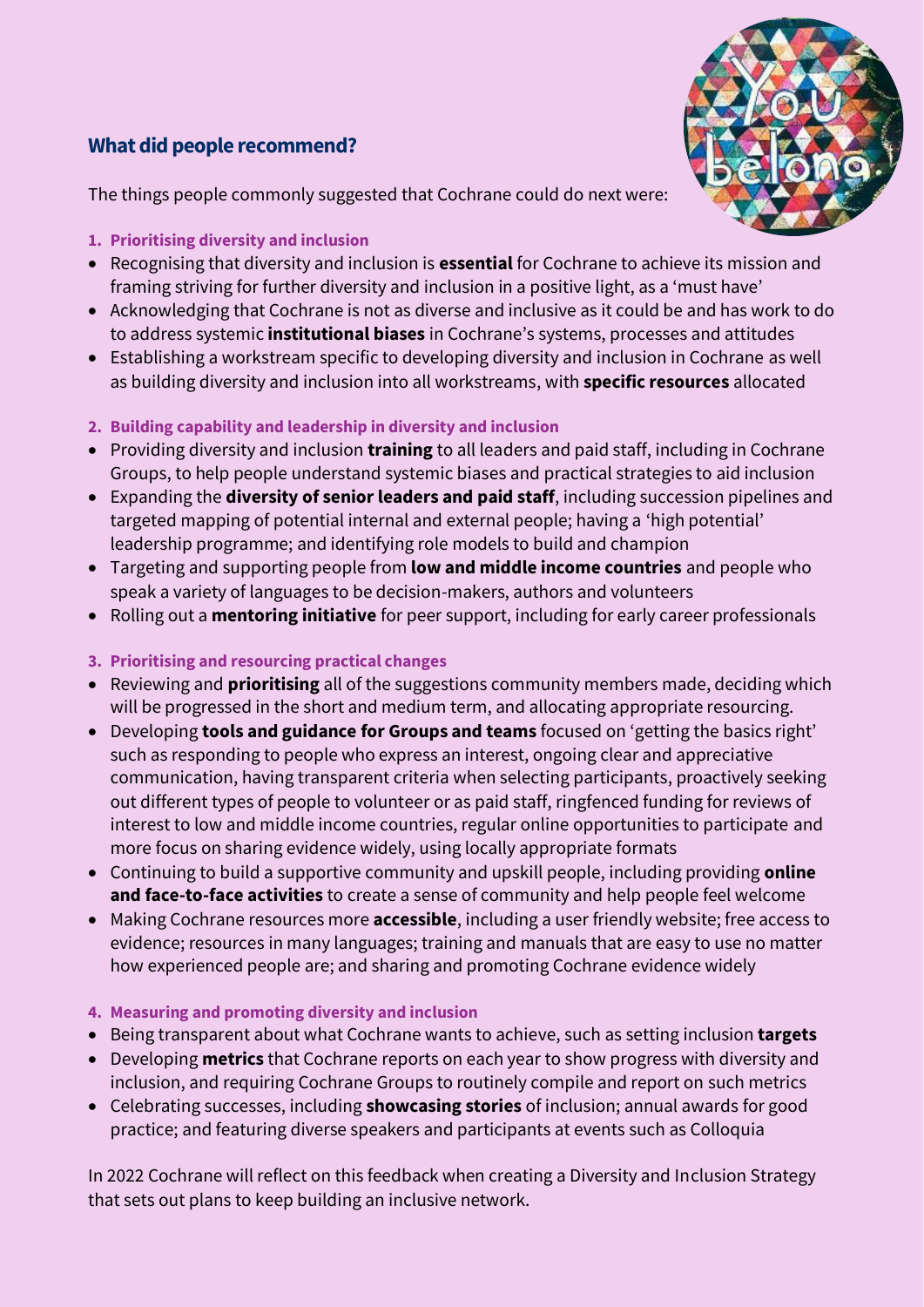## What did people recommend?

The things people commonly suggested that Cochrane could do next were:

1. **Prioritising diversity and inclusion**

- Recognising that diversity and inclusion is **essential** for Cochrane to achieve its mission and framing striving for further diversity and inclusion in a positive light, as a 'must have'
- Acknowledging that Cochrane is not as diverse and inclusive as it could be and has work to do to address systemic **institutional biases** in Cochrane's systems, processes and attitudes
- Establishing a workstream specific to developing diversity and inclusion in Cochrane as well as building diversity and inclusion into all workstreams, with **specific resources** allocated

2. **Building capability and leadership in diversity and inclusion**

- Providing diversity and inclusion **training** to all leaders and paid staff, including in Cochrane Groups, to help people understand systemic biases and practical strategies to aid inclusion
- Expanding the **diversity of senior leaders and paid staff**, including succession pipelines and targeted mapping of potential internal and external people; having a 'high potential' leadership programme; and identifying role models to build and champion
- Targeting and supporting people from **low and middle income countries** and people who speak a variety of languages to be decision-makers, authors and volunteers
- Rolling out a **mentoring initiative** for peer support, including for early career professionals

3. **Prioritising and resourcing practical changes**

- Reviewing and **prioritising** all of the suggestions community members made, deciding which will be progressed in the short and medium term, and allocating appropriate resourcing.
- Developing **tools and guidance for Groups and teams** focused on 'getting the basics right' such as responding to people who express an interest, ongoing clear and appreciative communication, having transparent criteria when selecting participants, proactively seeking out different types of people to volunteer or as paid staff, ringfenced funding for reviews of interest to low and middle income countries, regular online opportunities to participate and more focus on sharing evidence widely, using locally appropriate formats
- Continuing to build a supportive community and upskill people, including providing **online and face-to-face activities** to create a sense of community and help people feel welcome
- Making Cochrane resources more **accessible**, including a user friendly website; free access to evidence; resources in many languages; training and manuals that are easy to use no matter how experienced people are; and sharing and promoting Cochrane evidence widely

4. **Measuring and promoting diversity and inclusion**

- Being transparent about what Cochrane wants to achieve, such as setting inclusion **targets**
- Developing **metrics** that Cochrane reports on each year to show progress with diversity and inclusion, and requiring Cochrane Groups to routinely compile and report on such metrics
- Celebrating successes, including **showcasing stories** of inclusion; annual awards for good practice; and featuring diverse speakers and participants at events such as Colloquia

In 2022 Cochrane will reflect on this feedback when creating a Diversity and Inclusion Strategy that sets out plans to keep building an inclusive network.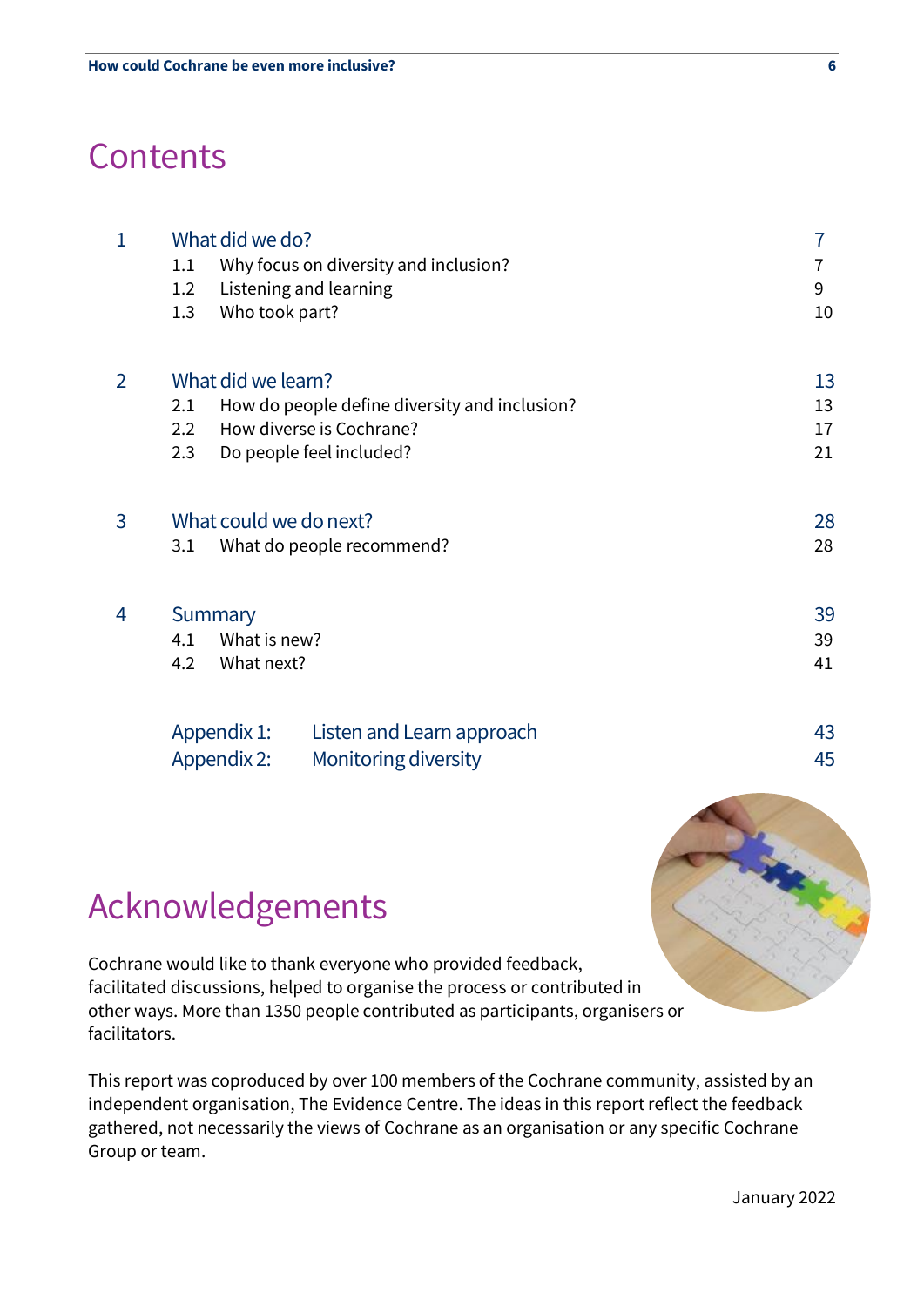# Contents

| | | | |
|---|---|---|---|
| 1 | What did we do? | | 7 |
| | 1.1 | Why focus on diversity and inclusion? | 7 |
| | 1.2 | Listening and learning | 9 |
| | 1.3 | Who took part? | 10 |
| 2 | What did we learn? | | 13 |
| | 2.1 | How do people define diversity and inclusion? | 13 |
| | 2.2 | How diverse is Cochrane? | 17 |
| | 2.3 | Do people feel included? | 21 |
| 3 | What could we do next? | | 28 |
| | 3.1 | What do people recommend? | 28 |
| 4 | Summary | | 39 |
| | 4.1 | What is new? | 39 |
| | 4.2 | What next? | 41 |
| | Appendix 1: | Listen and Learn approach | 43 |
| | Appendix 2: | Monitoring diversity | 45 |

# Acknowledgements

Cochrane would like to thank everyone who provided feedback, facilitated discussions, helped to organise the process or contributed in other ways. More than 1350 people contributed as participants, organisers or facilitators.

This report was coproduced by over 100 members of the Cochrane community, assisted by an independent organisation, The Evidence Centre. The ideas in this report reflect the feedback gathered, not necessarily the views of Cochrane as an organisation or any specific Cochrane Group or team.

January 2022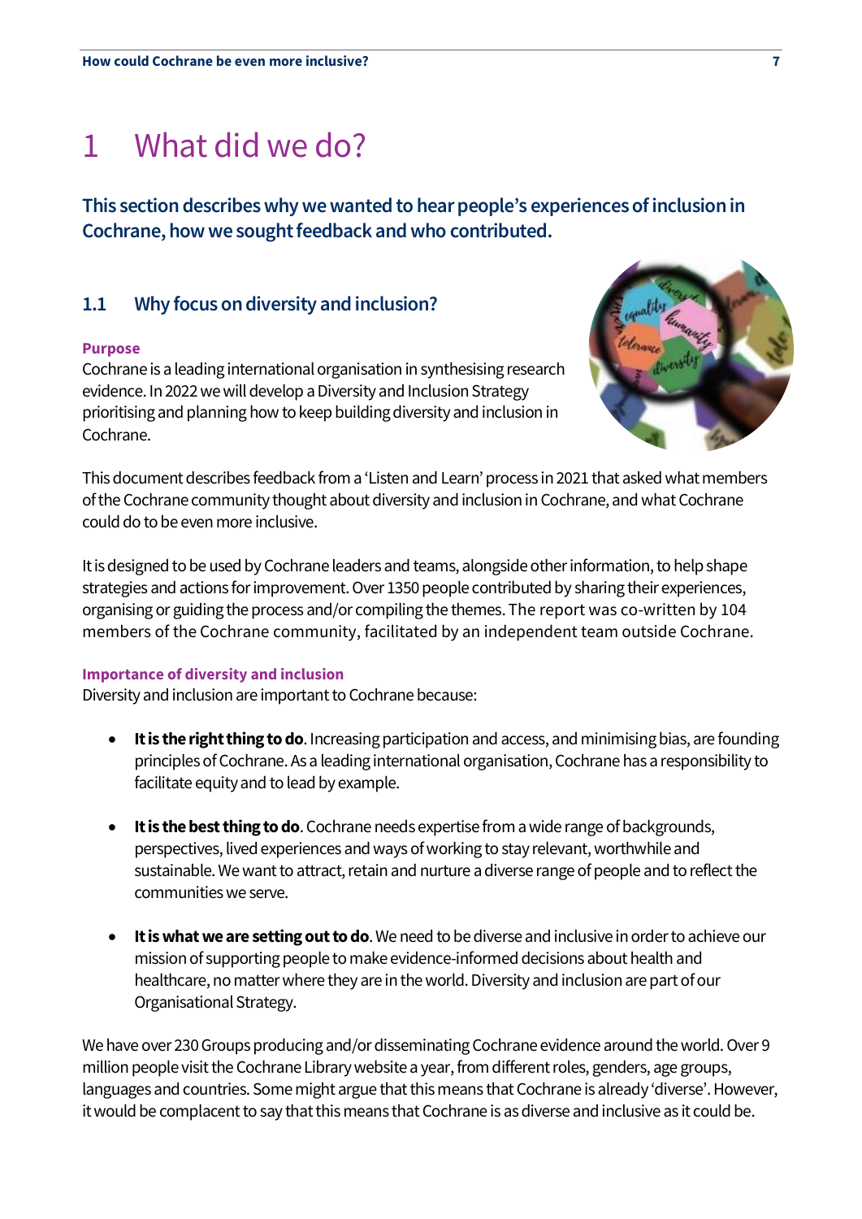# 1 What did we do?

**This section describes why we wanted to hear people's experiences of inclusion in Cochrane, how we sought feedback and who contributed.**

## 1.1 Why focus on diversity and inclusion?

### Purpose

Cochrane is a leading international organisation in synthesising research evidence. In 2022 we will develop a Diversity and Inclusion Strategy prioritising and planning how to keep building diversity and inclusion in Cochrane.

This document describes feedback from a 'Listen and Learn' process in 2021 that asked what members of the Cochrane community thought about diversity and inclusion in Cochrane, and what Cochrane could do to be even more inclusive.

It is designed to be used by Cochrane leaders and teams, alongside other information, to help shape strategies and actions for improvement. Over 1350 people contributed by sharing their experiences, organising or guiding the process and/or compiling the themes. The report was co-written by 104 members of the Cochrane community, facilitated by an independent team outside Cochrane.

### Importance of diversity and inclusion

Diversity and inclusion are important to Cochrane because:

- **It is the right thing to do**. Increasing participation and access, and minimising bias, are founding principles of Cochrane. As a leading international organisation, Cochrane has a responsibility to facilitate equity and to lead by example.
- **It is the best thing to do**. Cochrane needs expertise from a wide range of backgrounds, perspectives, lived experiences and ways of working to stay relevant, worthwhile and sustainable. We want to attract, retain and nurture a diverse range of people and to reflect the communities we serve.
- **It is what we are setting out to do**. We need to be diverse and inclusive in order to achieve our mission of supporting people to make evidence-informed decisions about health and healthcare, no matter where they are in the world. Diversity and inclusion are part of our Organisational Strategy.

We have over 230 Groups producing and/or disseminating Cochrane evidence around the world. Over 9 million people visit the Cochrane Library website a year, from different roles, genders, age groups, languages and countries. Some might argue that this means that Cochrane is already 'diverse'. However, it would be complacent to say that this means that Cochrane is as diverse and inclusive as it could be.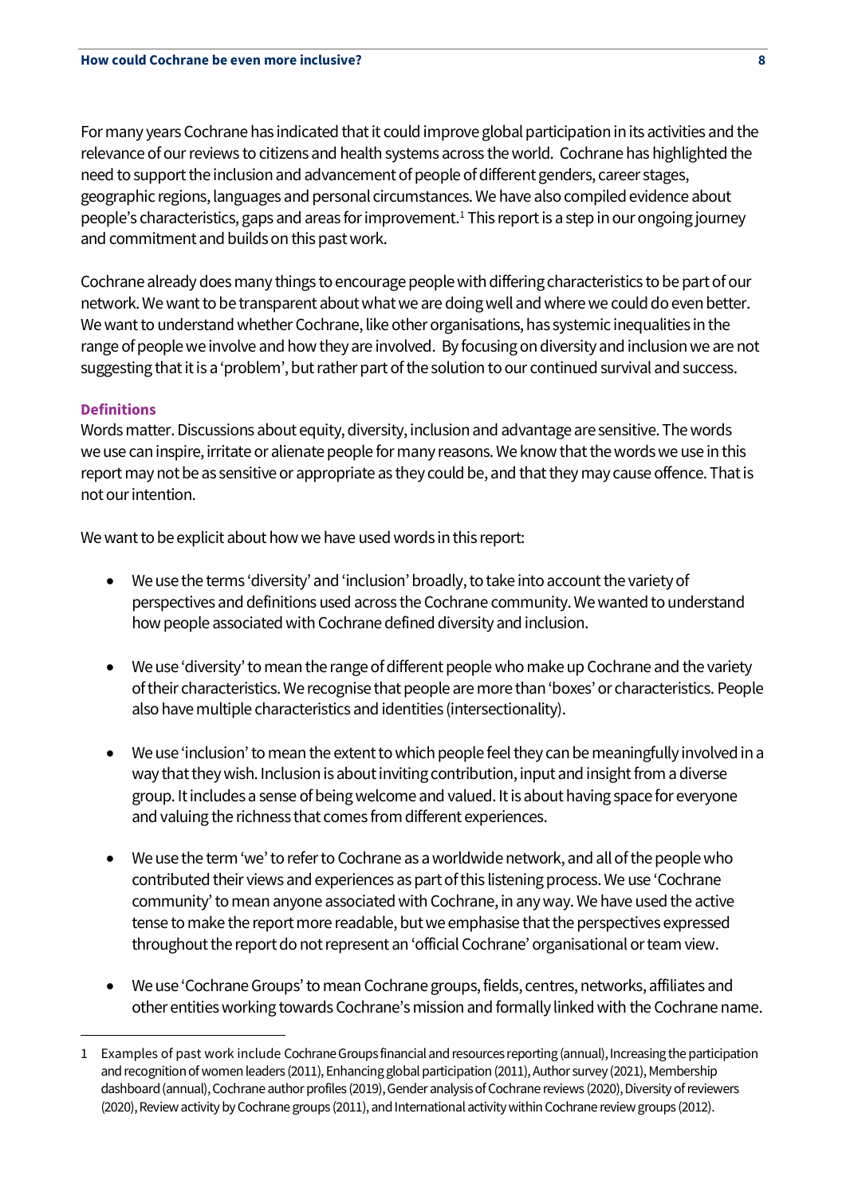For many years Cochrane has indicated that it could improve global participation in its activities and the relevance of our reviews to citizens and health systems across the world. Cochrane has highlighted the need to support the inclusion and advancement of people of different genders, career stages, geographic regions, languages and personal circumstances. We have also compiled evidence about people's characteristics, gaps and areas for improvement.[1] This report is a step in our ongoing journey and commitment and builds on this past work.

Cochrane already does many things to encourage people with differing characteristics to be part of our network. We want to be transparent about what we are doing well and where we could do even better. We want to understand whether Cochrane, like other organisations, has systemic inequalities in the range of people we involve and how they are involved. By focusing on diversity and inclusion we are not suggesting that it is a 'problem', but rather part of the solution to our continued survival and success.

### Definitions

Words matter. Discussions about equity, diversity, inclusion and advantage are sensitive. The words we use can inspire, irritate or alienate people for many reasons. We know that the words we use in this report may not be as sensitive or appropriate as they could be, and that they may cause offence. That is not our intention.

We want to be explicit about how we have used words in this report:

- We use the terms 'diversity' and 'inclusion' broadly, to take into account the variety of perspectives and definitions used across the Cochrane community. We wanted to understand how people associated with Cochrane defined diversity and inclusion.
- We use 'diversity' to mean the range of different people who make up Cochrane and the variety of their characteristics. We recognise that people are more than 'boxes' or characteristics. People also have multiple characteristics and identities (intersectionality).
- We use 'inclusion' to mean the extent to which people feel they can be meaningfully involved in a way that they wish. Inclusion is about inviting contribution, input and insight from a diverse group. It includes a sense of being welcome and valued. It is about having space for everyone and valuing the richness that comes from different experiences.
- We use the term 'we' to refer to Cochrane as a worldwide network, and all of the people who contributed their views and experiences as part of this listening process. We use 'Cochrane community' to mean anyone associated with Cochrane, in any way. We have used the active tense to make the report more readable, but we emphasise that the perspectives expressed throughout the report do not represent an 'official Cochrane' organisational or team view.
- We use 'Cochrane Groups' to mean Cochrane groups, fields, centres, networks, affiliates and other entities working towards Cochrane's mission and formally linked with the Cochrane name.

---

[1] Examples of past work include Cochrane Groups financial and resources reporting (annual), Increasing the participation and recognition of women leaders (2011), Enhancing global participation (2011), Author survey (2021), Membership dashboard (annual), Cochrane author profiles (2019), Gender analysis of Cochrane reviews (2020), Diversity of reviewers (2020), Review activity by Cochrane groups (2011), and International activity within Cochrane review groups (2012).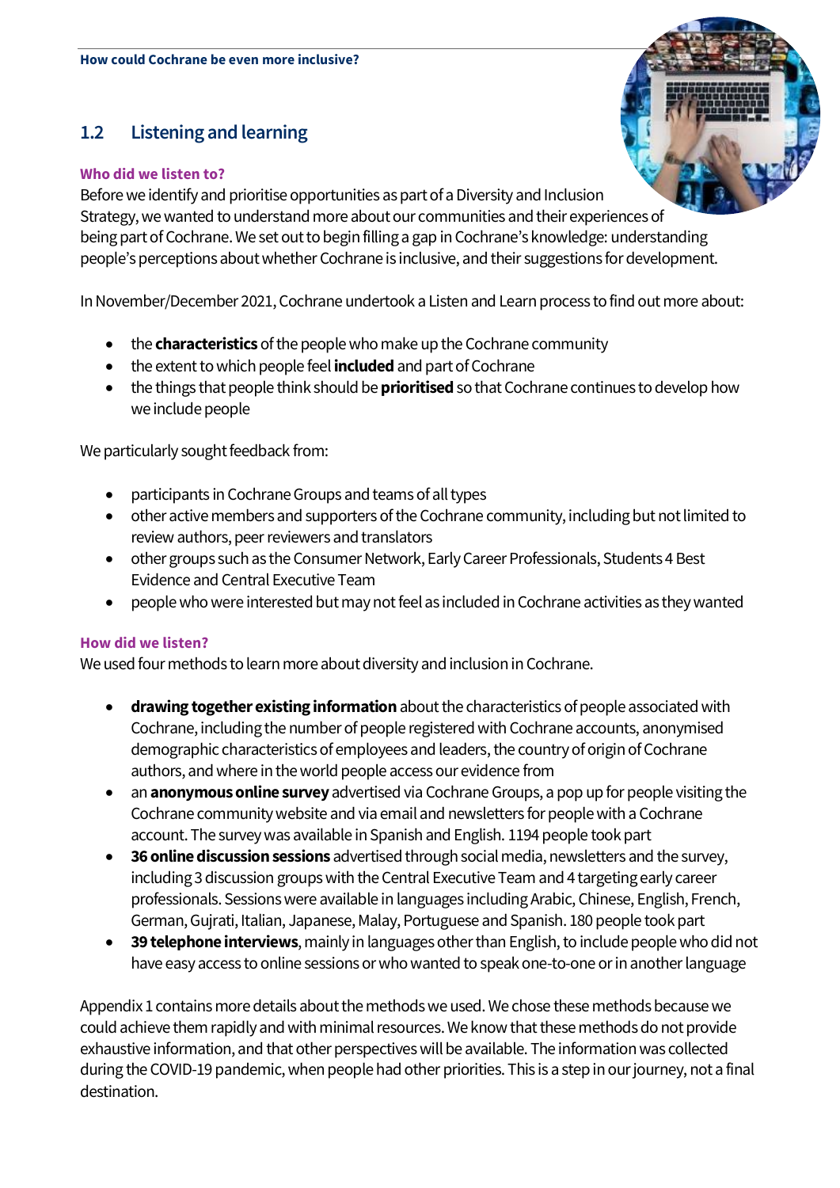## 1.2 Listening and learning

### Who did we listen to?

Before we identify and prioritise opportunities as part of a Diversity and Inclusion Strategy, we wanted to understand more about our communities and their experiences of being part of Cochrane. We set out to begin filling a gap in Cochrane's knowledge: understanding people's perceptions about whether Cochrane is inclusive, and their suggestions for development.

In November/December 2021, Cochrane undertook a Listen and Learn process to find out more about:

- the **characteristics** of the people who make up the Cochrane community
- the extent to which people feel **included** and part of Cochrane
- the things that people think should be **prioritised** so that Cochrane continues to develop how we include people

We particularly sought feedback from:

- participants in Cochrane Groups and teams of all types
- other active members and supporters of the Cochrane community, including but not limited to review authors, peer reviewers and translators
- other groups such as the Consumer Network, Early Career Professionals, Students 4 Best Evidence and Central Executive Team
- people who were interested but may not feel as included in Cochrane activities as they wanted

### How did we listen?

We used four methods to learn more about diversity and inclusion in Cochrane.

- **drawing together existing information** about the characteristics of people associated with Cochrane, including the number of people registered with Cochrane accounts, anonymised demographic characteristics of employees and leaders, the country of origin of Cochrane authors, and where in the world people access our evidence from
- an **anonymous online survey** advertised via Cochrane Groups, a pop up for people visiting the Cochrane community website and via email and newsletters for people with a Cochrane account. The survey was available in Spanish and English. 1194 people took part
- **36 online discussion sessions** advertised through social media, newsletters and the survey, including 3 discussion groups with the Central Executive Team and 4 targeting early career professionals. Sessions were available in languages including Arabic, Chinese, English, French, German, Gujrati, Italian, Japanese, Malay, Portuguese and Spanish. 180 people took part
- **39 telephone interviews**, mainly in languages other than English, to include people who did not have easy access to online sessions or who wanted to speak one-to-one or in another language

Appendix 1 contains more details about the methods we used. We chose these methods because we could achieve them rapidly and with minimal resources. We know that these methods do not provide exhaustive information, and that other perspectives will be available. The information was collected during the COVID-19 pandemic, when people had other priorities. This is a step in our journey, not a final destination.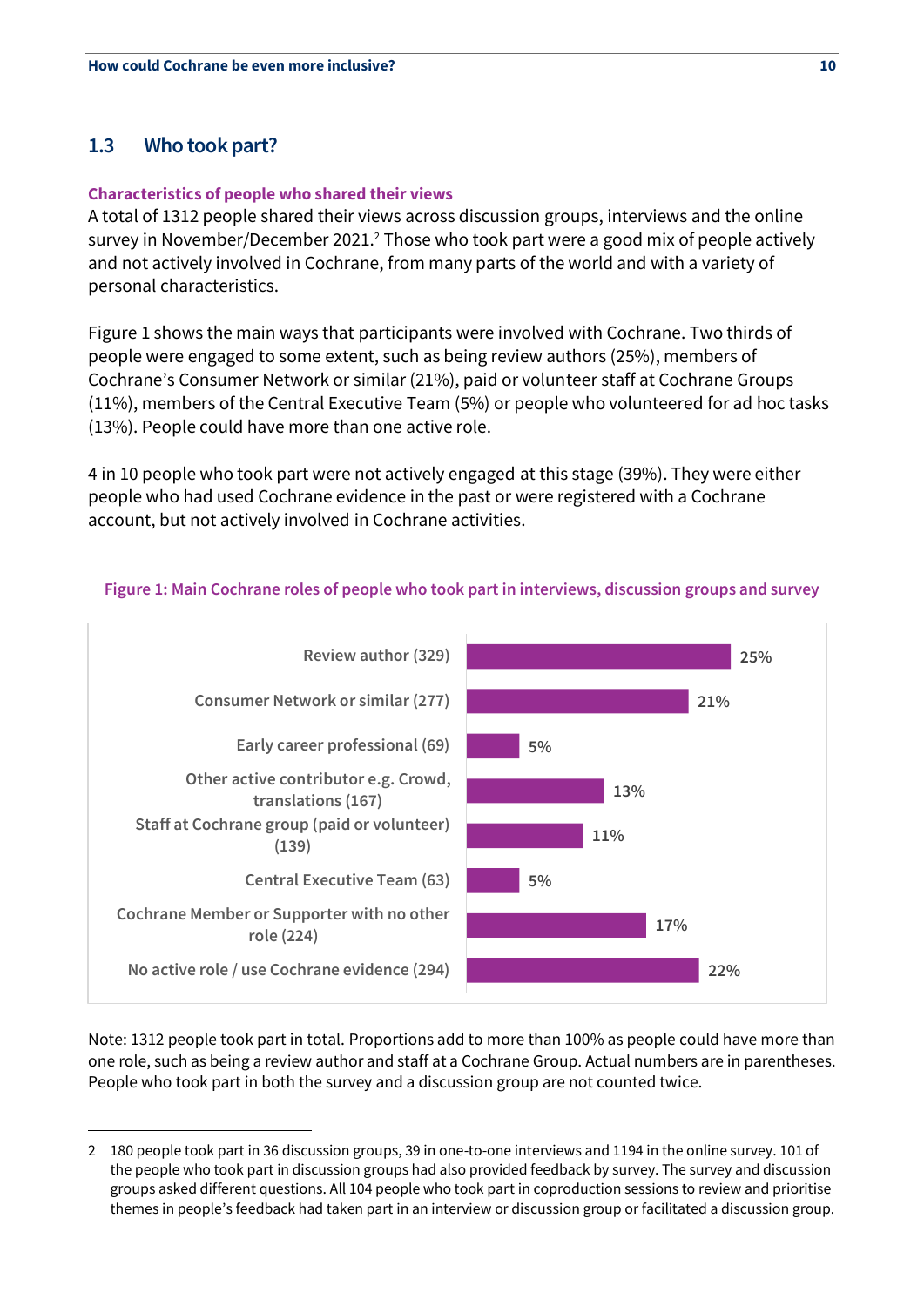## 1.3 Who took part?

**Characteristics of people who shared their views**

A total of 1312 people shared their views across discussion groups, interviews and the online survey in November/December 2021.[2] Those who took part were a good mix of people actively and not actively involved in Cochrane, from many parts of the world and with a variety of personal characteristics.

Figure 1 shows the main ways that participants were involved with Cochrane. Two thirds of people were engaged to some extent, such as being review authors (25%), members of Cochrane's Consumer Network or similar (21%), paid or volunteer staff at Cochrane Groups (11%), members of the Central Executive Team (5%) or people who volunteered for ad hoc tasks (13%). People could have more than one active role.

4 in 10 people who took part were not actively engaged at this stage (39%). They were either people who had used Cochrane evidence in the past or were registered with a Cochrane account, but not actively involved in Cochrane activities.

**Figure 1: Main Cochrane roles of people who took part in interviews, discussion groups and survey**

| Role | Percentage |
|---|---|
| Review author (329) | 25% |
| Consumer Network or similar (277) | 21% |
| Early career professional (69) | 5% |
| Other active contributor e.g. Crowd, translations (167) | 13% |
| Staff at Cochrane group (paid or volunteer) (139) | 11% |
| Central Executive Team (63) | 5% |
| Cochrane Member or Supporter with no other role (224) | 17% |
| No active role / use Cochrane evidence (294) | 22% |

Note: 1312 people took part in total. Proportions add to more than 100% as people could have more than one role, such as being a review author and staff at a Cochrane Group. Actual numbers are in parentheses. People who took part in both the survey and a discussion group are not counted twice.

---

2 180 people took part in 36 discussion groups, 39 in one-to-one interviews and 1194 in the online survey. 101 of the people who took part in discussion groups had also provided feedback by survey. The survey and discussion groups asked different questions. All 104 people who took part in coproduction sessions to review and prioritise themes in people's feedback had taken part in an interview or discussion group or facilitated a discussion group.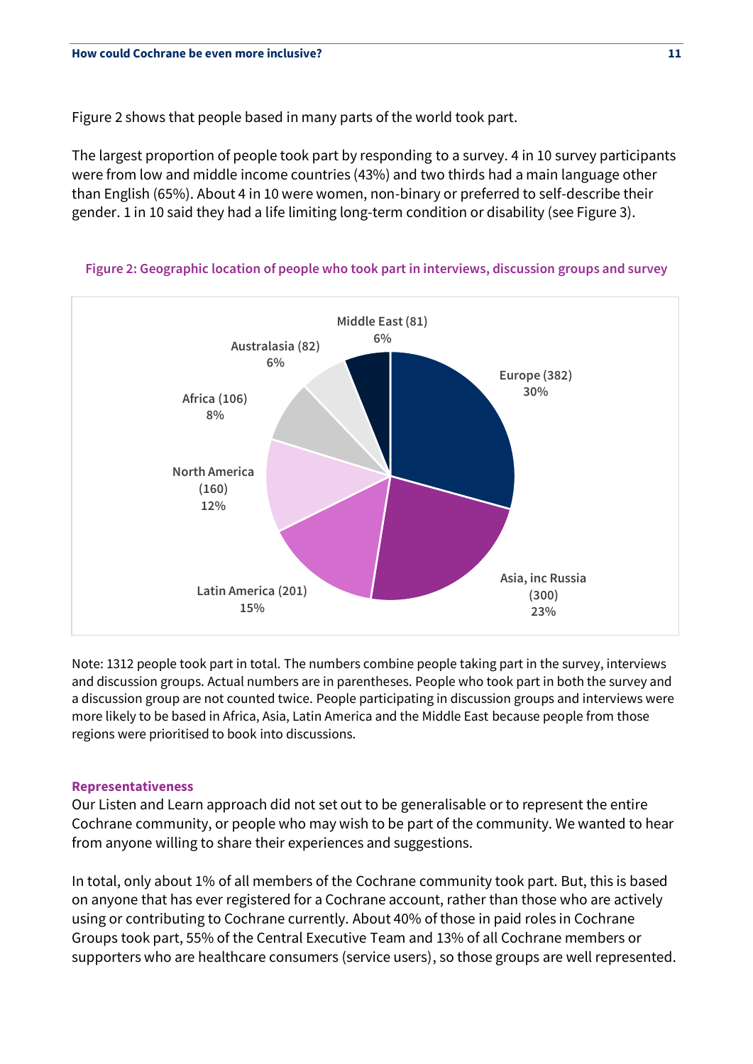Figure 2 shows that people based in many parts of the world took part.

The largest proportion of people took part by responding to a survey. 4 in 10 survey participants were from low and middle income countries (43%) and two thirds had a main language other than English (65%). About 4 in 10 were women, non-binary or preferred to self-describe their gender. 1 in 10 said they had a life limiting long-term condition or disability (see Figure 3).

**Figure 2: Geographic location of people who took part in interviews, discussion groups and survey**

| Region | Number | Percentage |
|---|---|---|
| Europe | 382 | 30% |
| Asia, inc Russia | 300 | 23% |
| Latin America | 201 | 15% |
| North America | 160 | 12% |
| Africa | 106 | 8% |
| Australasia | 82 | 6% |
| Middle East | 81 | 6% |

Note: 1312 people took part in total. The numbers combine people taking part in the survey, interviews and discussion groups. Actual numbers are in parentheses. People who took part in both the survey and a discussion group are not counted twice. People participating in discussion groups and interviews were more likely to be based in Africa, Asia, Latin America and the Middle East because people from those regions were prioritised to book into discussions.

### Representativeness

Our Listen and Learn approach did not set out to be generalisable or to represent the entire Cochrane community, or people who may wish to be part of the community. We wanted to hear from anyone willing to share their experiences and suggestions.

In total, only about 1% of all members of the Cochrane community took part. But, this is based on anyone that has ever registered for a Cochrane account, rather than those who are actively using or contributing to Cochrane currently. About 40% of those in paid roles in Cochrane Groups took part, 55% of the Central Executive Team and 13% of all Cochrane members or supporters who are healthcare consumers (service users), so those groups are well represented.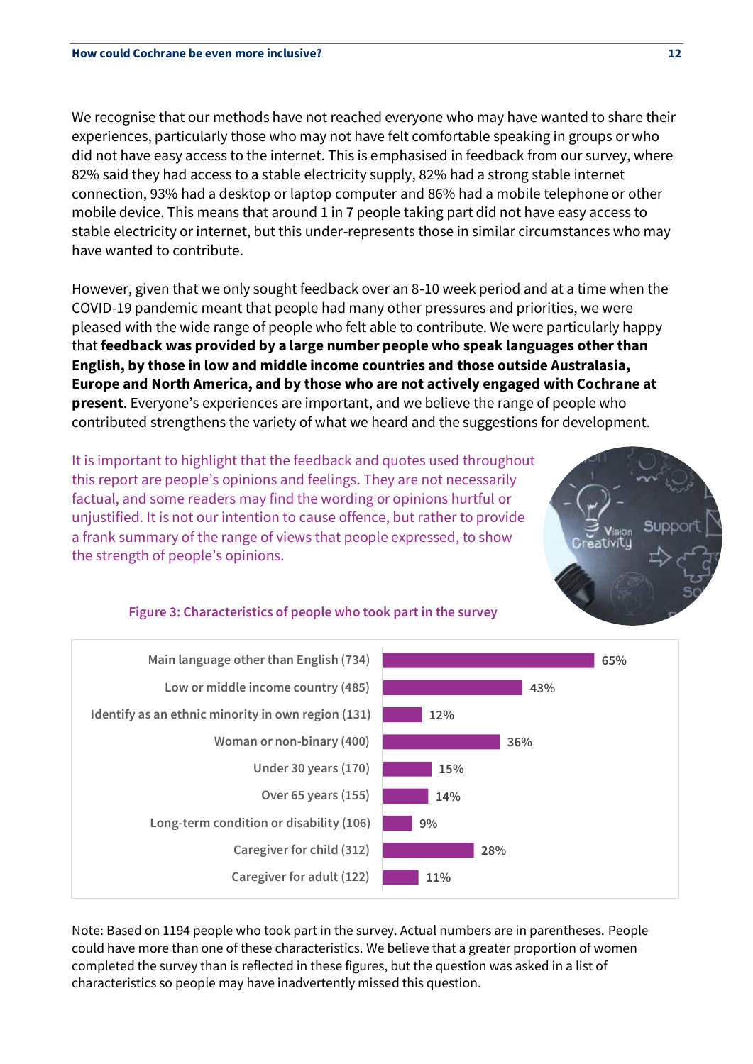We recognise that our methods have not reached everyone who may have wanted to share their experiences, particularly those who may not have felt comfortable speaking in groups or who did not have easy access to the internet. This is emphasised in feedback from our survey, where 82% said they had access to a stable electricity supply, 82% had a strong stable internet connection, 93% had a desktop or laptop computer and 86% had a mobile telephone or other mobile device. This means that around 1 in 7 people taking part did not have easy access to stable electricity or internet, but this under-represents those in similar circumstances who may have wanted to contribute.

However, given that we only sought feedback over an 8-10 week period and at a time when the COVID-19 pandemic meant that people had many other pressures and priorities, we were pleased with the wide range of people who felt able to contribute. We were particularly happy that **feedback was provided by a large number people who speak languages other than English, by those in low and middle income countries and those outside Australasia, Europe and North America, and by those who are not actively engaged with Cochrane at present**. Everyone's experiences are important, and we believe the range of people who contributed strengthens the variety of what we heard and the suggestions for development.

It is important to highlight that the feedback and quotes used throughout this report are people's opinions and feelings. They are not necessarily factual, and some readers may find the wording or opinions hurtful or unjustified. It is not our intention to cause offence, but rather to provide a frank summary of the range of views that people expressed, to show the strength of people's opinions.

**Figure 3: Characteristics of people who took part in the survey**

| Characteristic | Percentage |
|---|---|
| Main language other than English (734) | 65% |
| Low or middle income country (485) | 43% |
| Identify as an ethnic minority in own region (131) | 12% |
| Woman or non-binary (400) | 36% |
| Under 30 years (170) | 15% |
| Over 65 years (155) | 14% |
| Long-term condition or disability (106) | 9% |
| Caregiver for child (312) | 28% |
| Caregiver for adult (122) | 11% |

Note: Based on 1194 people who took part in the survey. Actual numbers are in parentheses. People could have more than one of these characteristics. We believe that a greater proportion of women completed the survey than is reflected in these figures, but the question was asked in a list of characteristics so people may have inadvertently missed this question.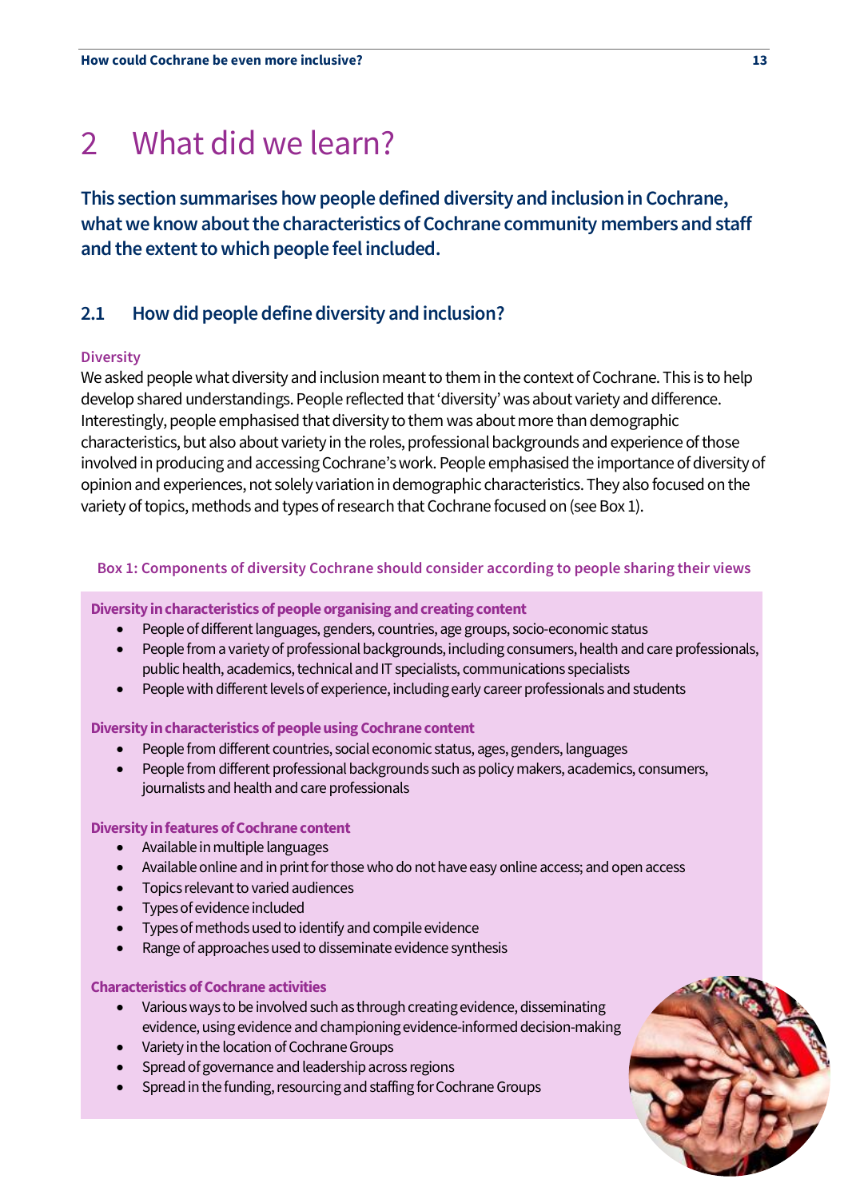# 2 What did we learn?

**This section summarises how people defined diversity and inclusion in Cochrane, what we know about the characteristics of Cochrane community members and staff and the extent to which people feel included.**

## 2.1 How did people define diversity and inclusion?

### Diversity

We asked people what diversity and inclusion meant to them in the context of Cochrane. This is to help develop shared understandings. People reflected that 'diversity' was about variety and difference. Interestingly, people emphasised that diversity to them was about more than demographic characteristics, but also about variety in the roles, professional backgrounds and experience of those involved in producing and accessing Cochrane's work. People emphasised the importance of diversity of opinion and experiences, not solely variation in demographic characteristics. They also focused on the variety of topics, methods and types of research that Cochrane focused on (see Box 1).

**Box 1: Components of diversity Cochrane should consider according to people sharing their views**

**Diversity in characteristics of people organising and creating content**

- People of different languages, genders, countries, age groups, socio-economic status
- People from a variety of professional backgrounds, including consumers, health and care professionals, public health, academics, technical and IT specialists, communications specialists
- People with different levels of experience, including early career professionals and students

**Diversity in characteristics of people using Cochrane content**

- People from different countries, social economic status, ages, genders, languages
- People from different professional backgrounds such as policy makers, academics, consumers, journalists and health and care professionals

**Diversity in features of Cochrane content**

- Available in multiple languages
- Available online and in print for those who do not have easy online access; and open access
- Topics relevant to varied audiences
- Types of evidence included
- Types of methods used to identify and compile evidence
- Range of approaches used to disseminate evidence synthesis

**Characteristics of Cochrane activities**

- Various ways to be involved such as through creating evidence, disseminating evidence, using evidence and championing evidence-informed decision-making
- Variety in the location of Cochrane Groups
- Spread of governance and leadership across regions
- Spread in the funding, resourcing and staffing for Cochrane Groups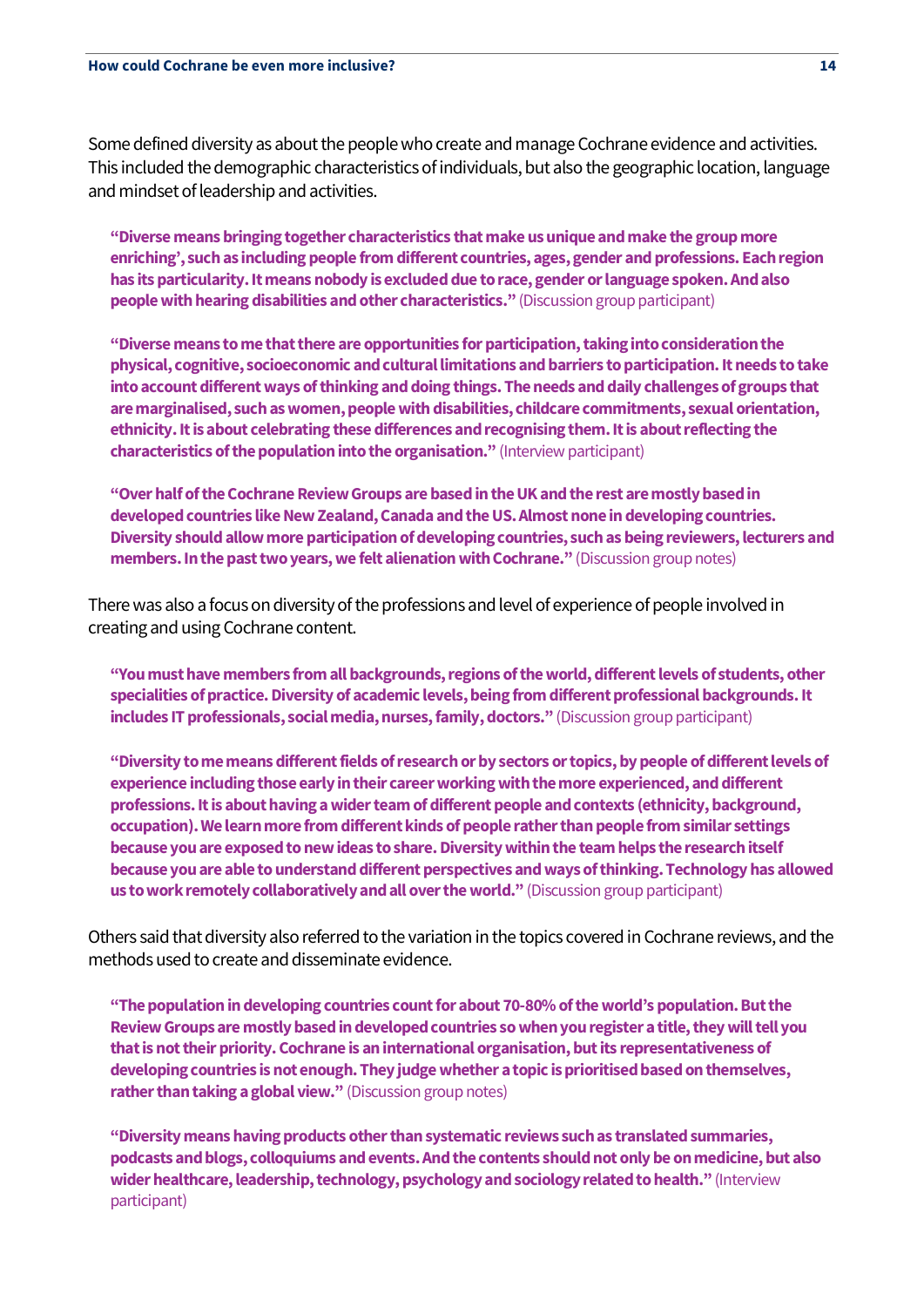Some defined diversity as about the people who create and manage Cochrane evidence and activities. This included the demographic characteristics of individuals, but also the geographic location, language and mindset of leadership and activities.

> **"Diverse means bringing together characteristics that make us unique and make the group more enriching', such as including people from different countries, ages, gender and professions. Each region has its particularity. It means nobody is excluded due to race, gender or language spoken. And also people with hearing disabilities and other characteristics."** (Discussion group participant)

> **"Diverse means to me that there are opportunities for participation, taking into consideration the physical, cognitive, socioeconomic and cultural limitations and barriers to participation. It needs to take into account different ways of thinking and doing things. The needs and daily challenges of groups that are marginalised, such as women, people with disabilities, childcare commitments, sexual orientation, ethnicity. It is about celebrating these differences and recognising them. It is about reflecting the characteristics of the population into the organisation."** (Interview participant)

> **"Over half of the Cochrane Review Groups are based in the UK and the rest are mostly based in developed countries like New Zealand, Canada and the US. Almost none in developing countries. Diversity should allow more participation of developing countries, such as being reviewers, lecturers and members. In the past two years, we felt alienation with Cochrane."** (Discussion group notes)

There was also a focus on diversity of the professions and level of experience of people involved in creating and using Cochrane content.

> **"You must have members from all backgrounds, regions of the world, different levels of students, other specialities of practice. Diversity of academic levels, being from different professional backgrounds. It includes IT professionals, social media, nurses, family, doctors."** (Discussion group participant)

> **"Diversity to me means different fields of research or by sectors or topics, by people of different levels of experience including those early in their career working with the more experienced, and different professions. It is about having a wider team of different people and contexts (ethnicity, background, occupation). We learn more from different kinds of people rather than people from similar settings because you are exposed to new ideas to share. Diversity within the team helps the research itself because you are able to understand different perspectives and ways of thinking. Technology has allowed us to work remotely collaboratively and all over the world."** (Discussion group participant)

Others said that diversity also referred to the variation in the topics covered in Cochrane reviews, and the methods used to create and disseminate evidence.

> **"The population in developing countries count for about 70-80% of the world's population. But the Review Groups are mostly based in developed countries so when you register a title, they will tell you that is not their priority. Cochrane is an international organisation, but its representativeness of developing countries is not enough. They judge whether a topic is prioritised based on themselves, rather than taking a global view."** (Discussion group notes)

> **"Diversity means having products other than systematic reviews such as translated summaries, podcasts and blogs, colloquiums and events. And the contents should not only be on medicine, but also wider healthcare, leadership, technology, psychology and sociology related to health."** (Interview participant)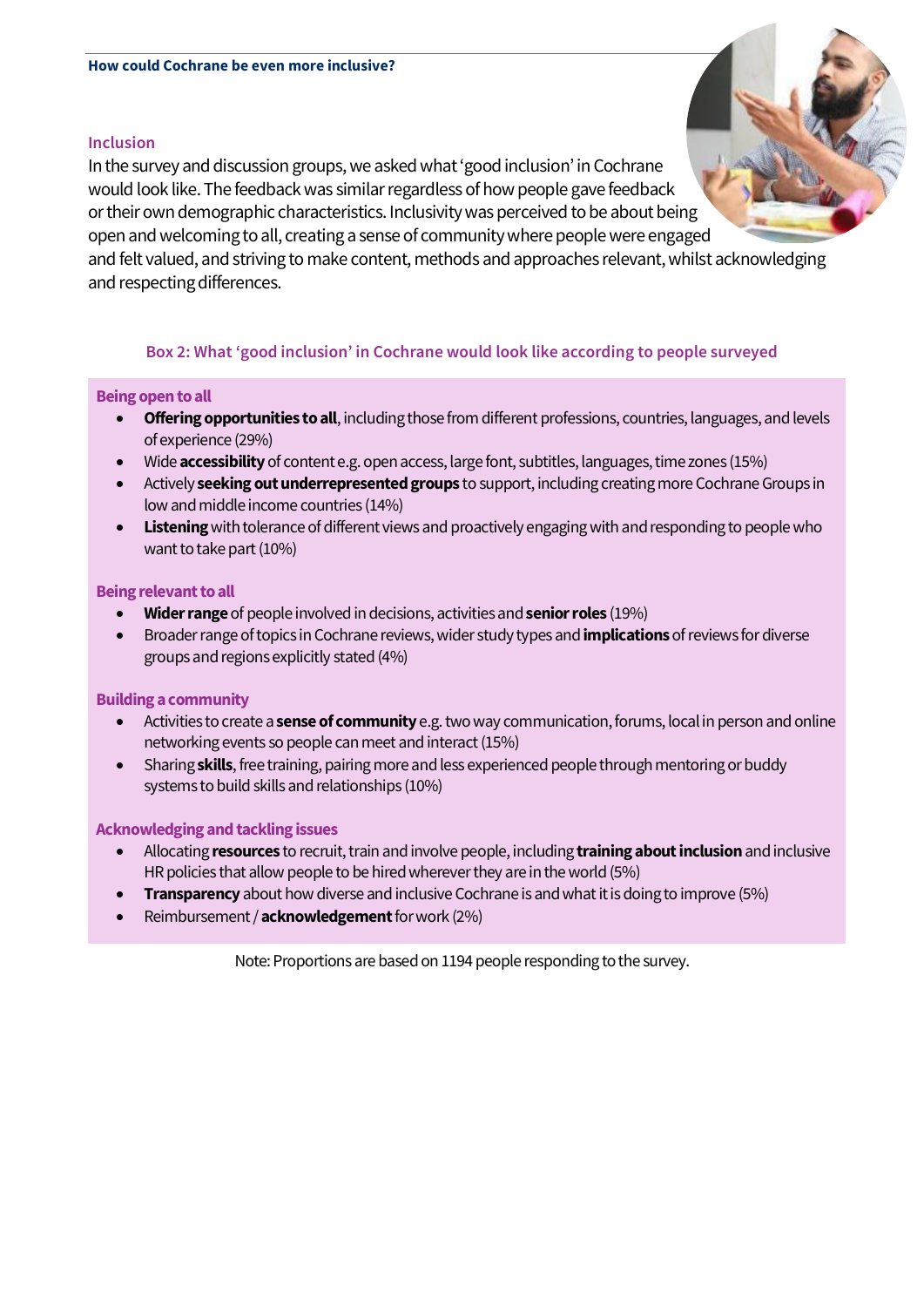## Inclusion

In the survey and discussion groups, we asked what 'good inclusion' in Cochrane would look like. The feedback was similar regardless of how people gave feedback or their own demographic characteristics. Inclusivity was perceived to be about being open and welcoming to all, creating a sense of community where people were engaged and felt valued, and striving to make content, methods and approaches relevant, whilst acknowledging and respecting differences.

### Box 2: What 'good inclusion' in Cochrane would look like according to people surveyed

**Being open to all**

- **Offering opportunities to all**, including those from different professions, countries, languages, and levels of experience (29%)
- Wide **accessibility** of content e.g. open access, large font, subtitles, languages, time zones (15%)
- Actively **seeking out underrepresented groups** to support, including creating more Cochrane Groups in low and middle income countries (14%)
- **Listening** with tolerance of different views and proactively engaging with and responding to people who want to take part (10%)

**Being relevant to all**

- **Wider range** of people involved in decisions, activities and **senior roles** (19%)
- Broader range of topics in Cochrane reviews, wider study types and **implications** of reviews for diverse groups and regions explicitly stated (4%)

**Building a community**

- Activities to create a **sense of community** e.g. two way communication, forums, local in person and online networking events so people can meet and interact (15%)
- Sharing **skills**, free training, pairing more and less experienced people through mentoring or buddy systems to build skills and relationships (10%)

**Acknowledging and tackling issues**

- Allocating **resources** to recruit, train and involve people, including **training about inclusion** and inclusive HR policies that allow people to be hired wherever they are in the world (5%)
- **Transparency** about how diverse and inclusive Cochrane is and what it is doing to improve (5%)
- Reimbursement / **acknowledgement** for work (2%)

Note: Proportions are based on 1194 people responding to the survey.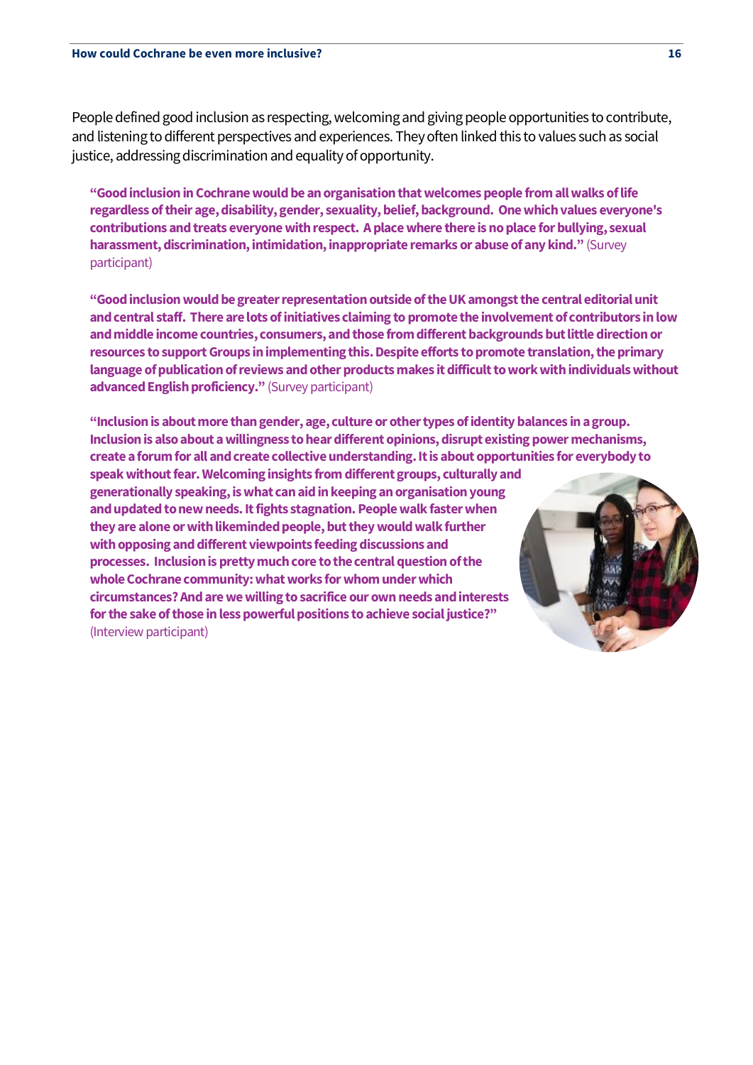People defined good inclusion as respecting, welcoming and giving people opportunities to contribute, and listening to different perspectives and experiences. They often linked this to values such as social justice, addressing discrimination and equality of opportunity.

> **"Good inclusion in Cochrane would be an organisation that welcomes people from all walks of life regardless of their age, disability, gender, sexuality, belief, background. One which values everyone's contributions and treats everyone with respect. A place where there is no place for bullying, sexual harassment, discrimination, intimidation, inappropriate remarks or abuse of any kind."** (Survey participant)

> **"Good inclusion would be greater representation outside of the UK amongst the central editorial unit and central staff. There are lots of initiatives claiming to promote the involvement of contributors in low and middle income countries, consumers, and those from different backgrounds but little direction or resources to support Groups in implementing this. Despite efforts to promote translation, the primary language of publication of reviews and other products makes it difficult to work with individuals without advanced English proficiency."** (Survey participant)

> **"Inclusion is about more than gender, age, culture or other types of identity balances in a group. Inclusion is also about a willingness to hear different opinions, disrupt existing power mechanisms, create a forum for all and create collective understanding. It is about opportunities for everybody to speak without fear. Welcoming insights from different groups, culturally and generationally speaking, is what can aid in keeping an organisation young and updated to new needs. It fights stagnation. People walk faster when they are alone or with likeminded people, but they would walk further with opposing and different viewpoints feeding discussions and processes. Inclusion is pretty much core to the central question of the whole Cochrane community: what works for whom under which circumstances? And are we willing to sacrifice our own needs and interests for the sake of those in less powerful positions to achieve social justice?"** (Interview participant)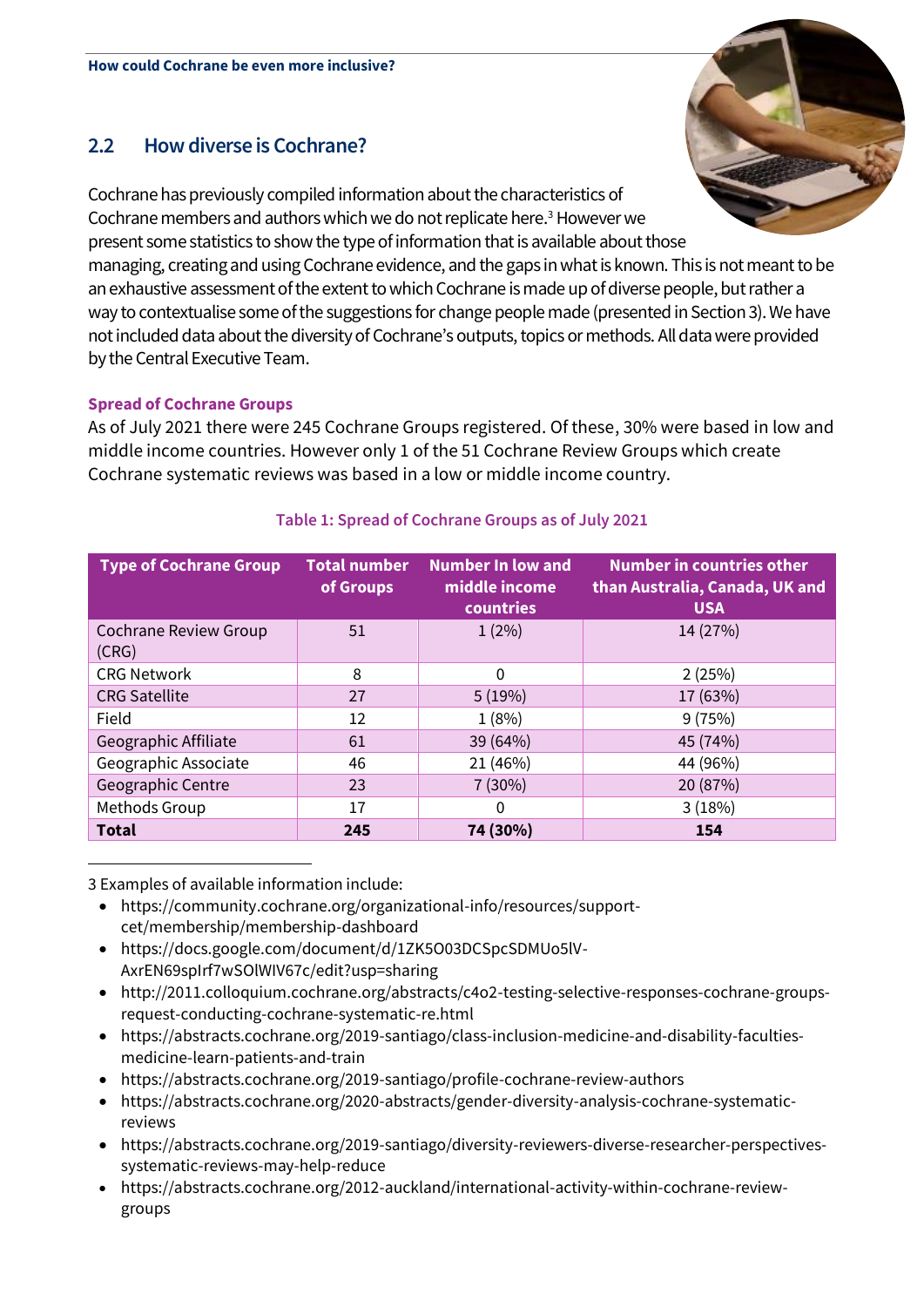## 2.2 How diverse is Cochrane?

Cochrane has previously compiled information about the characteristics of Cochrane members and authors which we do not replicate here.[3] However we present some statistics to show the type of information that is available about those managing, creating and using Cochrane evidence, and the gaps in what is known. This is not meant to be an exhaustive assessment of the extent to which Cochrane is made up of diverse people, but rather a way to contextualise some of the suggestions for change people made (presented in Section 3). We have not included data about the diversity of Cochrane's outputs, topics or methods. All data were provided by the Central Executive Team.

### Spread of Cochrane Groups

As of July 2021 there were 245 Cochrane Groups registered. Of these, 30% were based in low and middle income countries. However only 1 of the 51 Cochrane Review Groups which create Cochrane systematic reviews was based in a low or middle income country.

**Table 1: Spread of Cochrane Groups as of July 2021**

| Type of Cochrane Group | Total number of Groups | Number In low and middle income countries | Number in countries other than Australia, Canada, UK and USA |
|---|---|---|---|
| Cochrane Review Group (CRG) | 51 | 1 (2%) | 14 (27%) |
| CRG Network | 8 | 0 | 2 (25%) |
| CRG Satellite | 27 | 5 (19%) | 17 (63%) |
| Field | 12 | 1 (8%) | 9 (75%) |
| Geographic Affiliate | 61 | 39 (64%) | 45 (74%) |
| Geographic Associate | 46 | 21 (46%) | 44 (96%) |
| Geographic Centre | 23 | 7 (30%) | 20 (87%) |
| Methods Group | 17 | 0 | 3 (18%) |
| **Total** | **245** | **74 (30%)** | **154** |

3 Examples of available information include:

- https://community.cochrane.org/organizational-info/resources/support-cet/membership/membership-dashboard
- https://docs.google.com/document/d/1ZK5O03DCSpcSDMUo5lV-AxrEN69spIrf7wSOlWIV67c/edit?usp=sharing
- http://2011.colloquium.cochrane.org/abstracts/c4o2-testing-selective-responses-cochrane-groups-request-conducting-cochrane-systematic-re.html
- https://abstracts.cochrane.org/2019-santiago/class-inclusion-medicine-and-disability-faculties-medicine-learn-patients-and-train
- https://abstracts.cochrane.org/2019-santiago/profile-cochrane-review-authors
- https://abstracts.cochrane.org/2020-abstracts/gender-diversity-analysis-cochrane-systematic-reviews
- https://abstracts.cochrane.org/2019-santiago/diversity-reviewers-diverse-researcher-perspectives-systematic-reviews-may-help-reduce
- https://abstracts.cochrane.org/2012-auckland/international-activity-within-cochrane-review-groups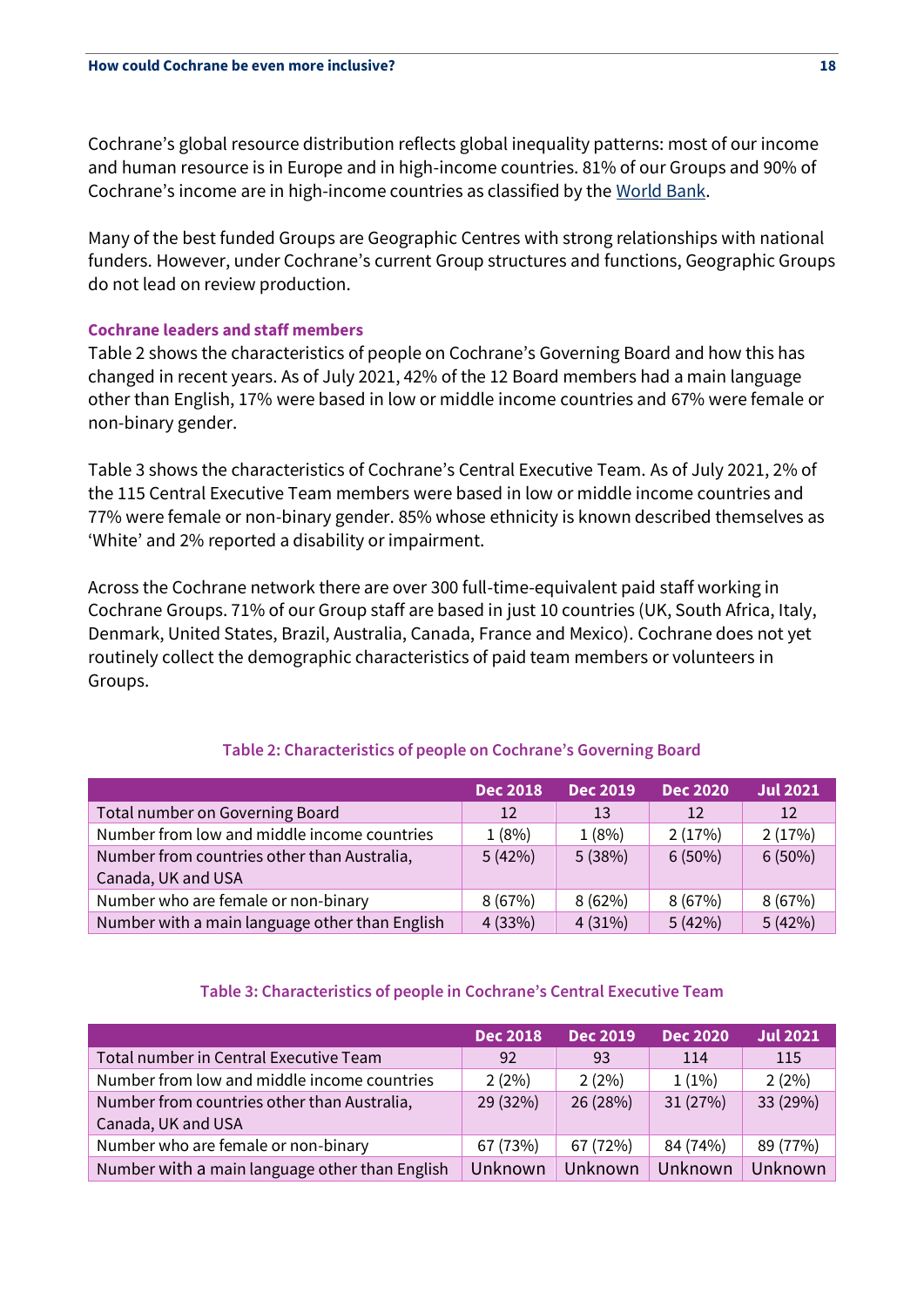Cochrane's global resource distribution reflects global inequality patterns: most of our income and human resource is in Europe and in high-income countries. 81% of our Groups and 90% of Cochrane's income are in high-income countries as classified by the World Bank.

Many of the best funded Groups are Geographic Centres with strong relationships with national funders. However, under Cochrane's current Group structures and functions, Geographic Groups do not lead on review production.

### Cochrane leaders and staff members

Table 2 shows the characteristics of people on Cochrane's Governing Board and how this has changed in recent years. As of July 2021, 42% of the 12 Board members had a main language other than English, 17% were based in low or middle income countries and 67% were female or non-binary gender.

Table 3 shows the characteristics of Cochrane's Central Executive Team. As of July 2021, 2% of the 115 Central Executive Team members were based in low or middle income countries and 77% were female or non-binary gender. 85% whose ethnicity is known described themselves as 'White' and 2% reported a disability or impairment.

Across the Cochrane network there are over 300 full-time-equivalent paid staff working in Cochrane Groups. 71% of our Group staff are based in just 10 countries (UK, South Africa, Italy, Denmark, United States, Brazil, Australia, Canada, France and Mexico). Cochrane does not yet routinely collect the demographic characteristics of paid team members or volunteers in Groups.

**Table 2: Characteristics of people on Cochrane's Governing Board**

| | Dec 2018 | Dec 2019 | Dec 2020 | Jul 2021 |
|---|---|---|---|---|
| Total number on Governing Board | 12 | 13 | 12 | 12 |
| Number from low and middle income countries | 1 (8%) | 1 (8%) | 2 (17%) | 2 (17%) |
| Number from countries other than Australia, Canada, UK and USA | 5 (42%) | 5 (38%) | 6 (50%) | 6 (50%) |
| Number who are female or non-binary | 8 (67%) | 8 (62%) | 8 (67%) | 8 (67%) |
| Number with a main language other than English | 4 (33%) | 4 (31%) | 5 (42%) | 5 (42%) |

**Table 3: Characteristics of people in Cochrane's Central Executive Team**

| | Dec 2018 | Dec 2019 | Dec 2020 | Jul 2021 |
|---|---|---|---|---|
| Total number in Central Executive Team | 92 | 93 | 114 | 115 |
| Number from low and middle income countries | 2 (2%) | 2 (2%) | 1 (1%) | 2 (2%) |
| Number from countries other than Australia, Canada, UK and USA | 29 (32%) | 26 (28%) | 31 (27%) | 33 (29%) |
| Number who are female or non-binary | 67 (73%) | 67 (72%) | 84 (74%) | 89 (77%) |
| Number with a main language other than English | Unknown | Unknown | Unknown | Unknown |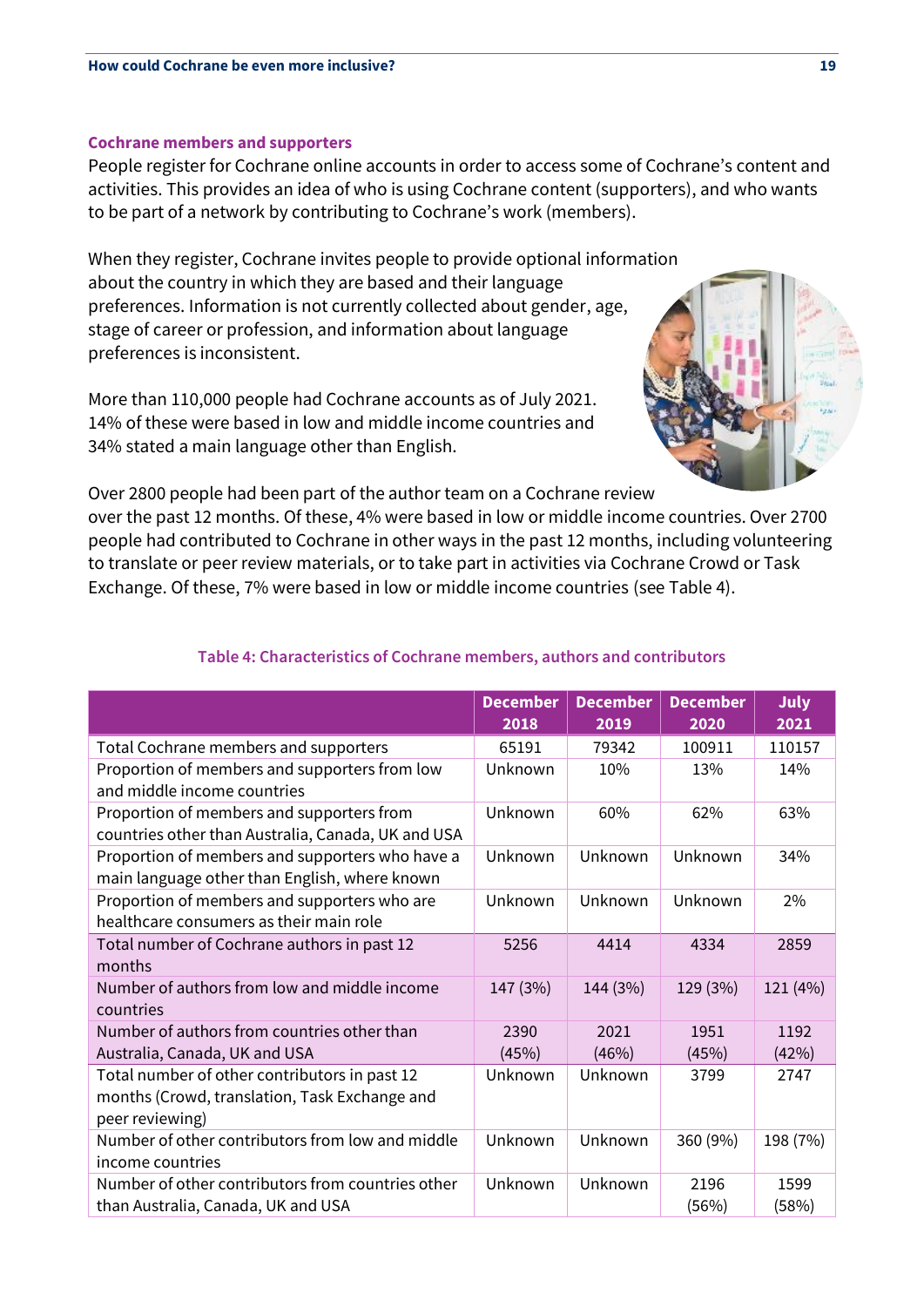### Cochrane members and supporters

People register for Cochrane online accounts in order to access some of Cochrane's content and activities. This provides an idea of who is using Cochrane content (supporters), and who wants to be part of a network by contributing to Cochrane's work (members).

When they register, Cochrane invites people to provide optional information about the country in which they are based and their language preferences. Information is not currently collected about gender, age, stage of career or profession, and information about language preferences is inconsistent.

More than 110,000 people had Cochrane accounts as of July 2021. 14% of these were based in low and middle income countries and 34% stated a main language other than English.

Over 2800 people had been part of the author team on a Cochrane review over the past 12 months. Of these, 4% were based in low or middle income countries. Over 2700 people had contributed to Cochrane in other ways in the past 12 months, including volunteering to translate or peer review materials, or to take part in activities via Cochrane Crowd or Task Exchange. Of these, 7% were based in low or middle income countries (see Table 4).

**Table 4: Characteristics of Cochrane members, authors and contributors**

| | December 2018 | December 2019 | December 2020 | July 2021 |
|---|---|---|---|---|
| Total Cochrane members and supporters | 65191 | 79342 | 100911 | 110157 |
| Proportion of members and supporters from low and middle income countries | Unknown | 10% | 13% | 14% |
| Proportion of members and supporters from countries other than Australia, Canada, UK and USA | Unknown | 60% | 62% | 63% |
| Proportion of members and supporters who have a main language other than English, where known | Unknown | Unknown | Unknown | 34% |
| Proportion of members and supporters who are healthcare consumers as their main role | Unknown | Unknown | Unknown | 2% |
| Total number of Cochrane authors in past 12 months | 5256 | 4414 | 4334 | 2859 |
| Number of authors from low and middle income countries | 147 (3%) | 144 (3%) | 129 (3%) | 121 (4%) |
| Number of authors from countries other than Australia, Canada, UK and USA | 2390 (45%) | 2021 (46%) | 1951 (45%) | 1192 (42%) |
| Total number of other contributors in past 12 months (Crowd, translation, Task Exchange and peer reviewing) | Unknown | Unknown | 3799 | 2747 |
| Number of other contributors from low and middle income countries | Unknown | Unknown | 360 (9%) | 198 (7%) |
| Number of other contributors from countries other than Australia, Canada, UK and USA | Unknown | Unknown | 2196 (56%) | 1599 (58%) |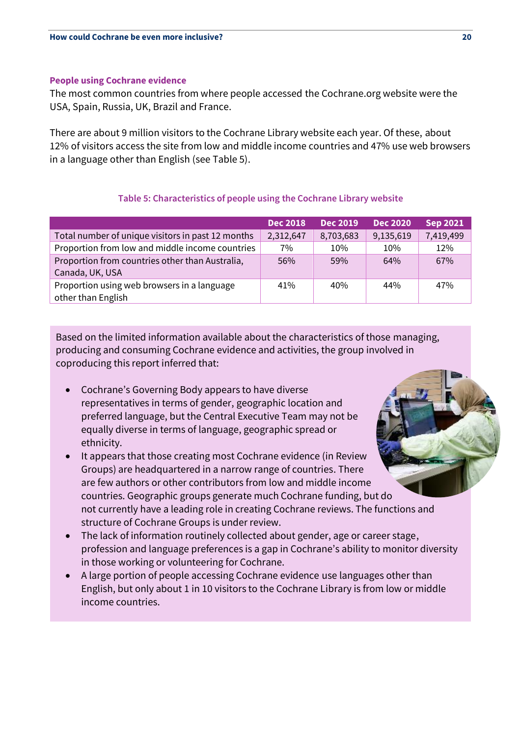### People using Cochrane evidence

The most common countries from where people accessed the Cochrane.org website were the USA, Spain, Russia, UK, Brazil and France.

There are about 9 million visitors to the Cochrane Library website each year. Of these, about 12% of visitors access the site from low and middle income countries and 47% use web browsers in a language other than English (see Table 5).

**Table 5: Characteristics of people using the Cochrane Library website**

| | Dec 2018 | Dec 2019 | Dec 2020 | Sep 2021 |
|---|---|---|---|---|
| Total number of unique visitors in past 12 months | 2,312,647 | 8,703,683 | 9,135,619 | 7,419,499 |
| Proportion from low and middle income countries | 7% | 10% | 10% | 12% |
| Proportion from countries other than Australia, Canada, UK, USA | 56% | 59% | 64% | 67% |
| Proportion using web browsers in a language other than English | 41% | 40% | 44% | 47% |

Based on the limited information available about the characteristics of those managing, producing and consuming Cochrane evidence and activities, the group involved in coproducing this report inferred that:

- Cochrane's Governing Body appears to have diverse representatives in terms of gender, geographic location and preferred language, but the Central Executive Team may not be equally diverse in terms of language, geographic spread or ethnicity.
- It appears that those creating most Cochrane evidence (in Review Groups) are headquartered in a narrow range of countries. There are few authors or other contributors from low and middle income countries. Geographic groups generate much Cochrane funding, but do not currently have a leading role in creating Cochrane reviews. The functions and structure of Cochrane Groups is under review.
- The lack of information routinely collected about gender, age or career stage, profession and language preferences is a gap in Cochrane's ability to monitor diversity in those working or volunteering for Cochrane.
- A large portion of people accessing Cochrane evidence use languages other than English, but only about 1 in 10 visitors to the Cochrane Library is from low or middle income countries.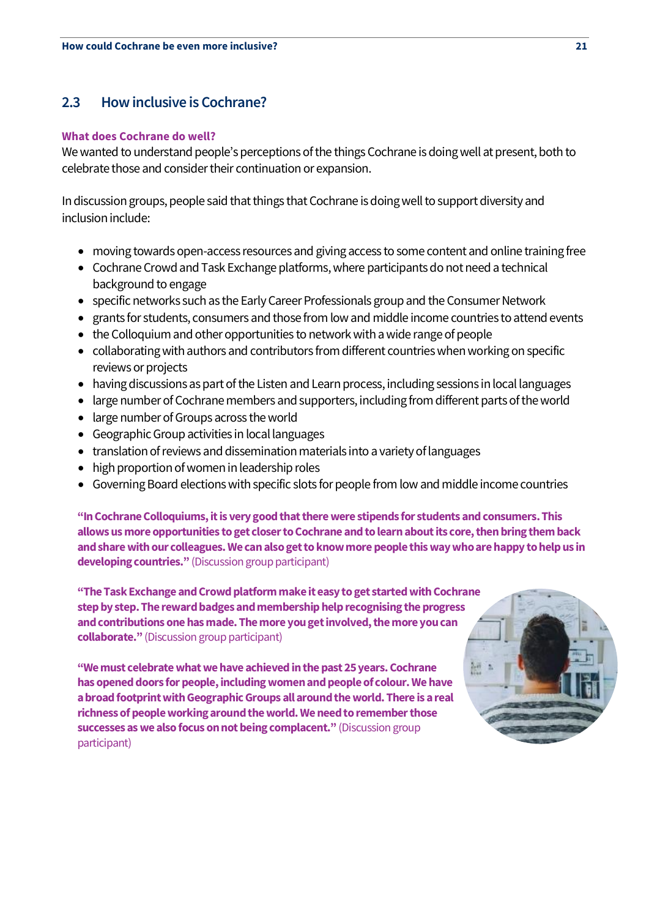## 2.3 How inclusive is Cochrane?

### What does Cochrane do well?

We wanted to understand people's perceptions of the things Cochrane is doing well at present, both to celebrate those and consider their continuation or expansion.

In discussion groups, people said that things that Cochrane is doing well to support diversity and inclusion include:

- moving towards open-access resources and giving access to some content and online training free
- Cochrane Crowd and Task Exchange platforms, where participants do not need a technical background to engage
- specific networks such as the Early Career Professionals group and the Consumer Network
- grants for students, consumers and those from low and middle income countries to attend events
- the Colloquium and other opportunities to network with a wide range of people
- collaborating with authors and contributors from different countries when working on specific reviews or projects
- having discussions as part of the Listen and Learn process, including sessions in local languages
- large number of Cochrane members and supporters, including from different parts of the world
- large number of Groups across the world
- Geographic Group activities in local languages
- translation of reviews and dissemination materials into a variety of languages
- high proportion of women in leadership roles
- Governing Board elections with specific slots for people from low and middle income countries

**"In Cochrane Colloquiums, it is very good that there were stipends for students and consumers. This allows us more opportunities to get closer to Cochrane and to learn about its core, then bring them back and share with our colleagues. We can also get to know more people this way who are happy to help us in developing countries."** (Discussion group participant)

**"The Task Exchange and Crowd platform make it easy to get started with Cochrane step by step. The reward badges and membership help recognising the progress and contributions one has made. The more you get involved, the more you can collaborate."** (Discussion group participant)

**"We must celebrate what we have achieved in the past 25 years. Cochrane has opened doors for people, including women and people of colour. We have a broad footprint with Geographic Groups all around the world. There is a real richness of people working around the world. We need to remember those successes as we also focus on not being complacent."** (Discussion group participant)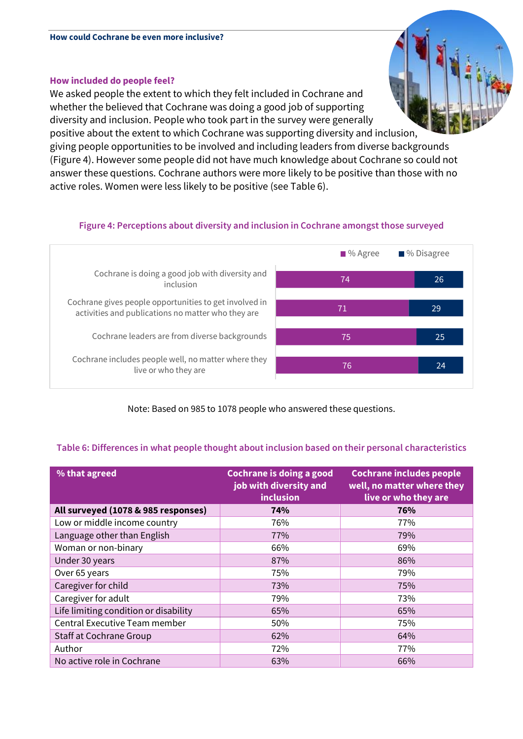### How included do people feel?

We asked people the extent to which they felt included in Cochrane and whether the believed that Cochrane was doing a good job of supporting diversity and inclusion. People who took part in the survey were generally positive about the extent to which Cochrane was supporting diversity and inclusion, giving people opportunities to be involved and including leaders from diverse backgrounds (Figure 4). However some people did not have much knowledge about Cochrane so could not answer these questions. Cochrane authors were more likely to be positive than those with no active roles. Women were less likely to be positive (see Table 6).

**Figure 4: Perceptions about diversity and inclusion in Cochrane amongst those surveyed**

| | % Agree | % Disagree |
|---|---|---|
| Cochrane is doing a good job with diversity and inclusion | 74 | 26 |
| Cochrane gives people opportunities to get involved in activities and publications no matter who they are | 71 | 29 |
| Cochrane leaders are from diverse backgrounds | 75 | 25 |
| Cochrane includes people well, no matter where they live or who they are | 76 | 24 |

Note: Based on 985 to 1078 people who answered these questions.

**Table 6: Differences in what people thought about inclusion based on their personal characteristics**

| % that agreed | Cochrane is doing a good job with diversity and inclusion | Cochrane includes people well, no matter where they live or who they are |
|---|---|---|
| **All surveyed (1078 & 985 responses)** | **74%** | **76%** |
| Low or middle income country | 76% | 77% |
| Language other than English | 77% | 79% |
| Woman or non-binary | 66% | 69% |
| Under 30 years | 87% | 86% |
| Over 65 years | 75% | 79% |
| Caregiver for child | 73% | 75% |
| Caregiver for adult | 79% | 73% |
| Life limiting condition or disability | 65% | 65% |
| Central Executive Team member | 50% | 75% |
| Staff at Cochrane Group | 62% | 64% |
| Author | 72% | 77% |
| No active role in Cochrane | 63% | 66% |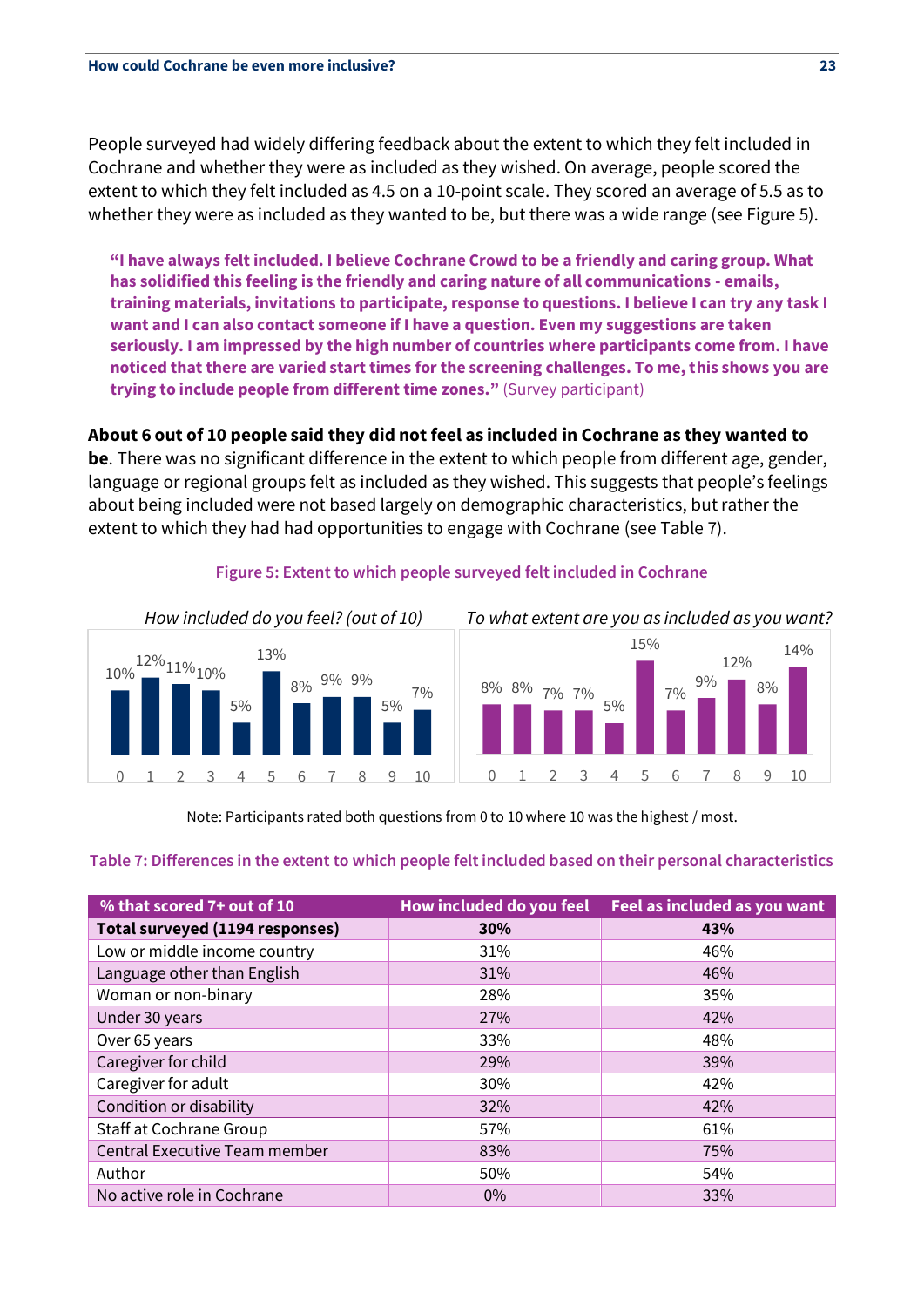People surveyed had widely differing feedback about the extent to which they felt included in Cochrane and whether they were as included as they wished. On average, people scored the extent to which they felt included as 4.5 on a 10-point scale. They scored an average of 5.5 as to whether they were as included as they wanted to be, but there was a wide range (see Figure 5).

> **"I have always felt included. I believe Cochrane Crowd to be a friendly and caring group. What has solidified this feeling is the friendly and caring nature of all communications - emails, training materials, invitations to participate, response to questions. I believe I can try any task I want and I can also contact someone if I have a question. Even my suggestions are taken seriously. I am impressed by the high number of countries where participants come from. I have noticed that there are varied start times for the screening challenges. To me, this shows you are trying to include people from different time zones."** (Survey participant)

**About 6 out of 10 people said they did not feel as included in Cochrane as they wanted to be**. There was no significant difference in the extent to which people from different age, gender, language or regional groups felt as included as they wished. This suggests that people's feelings about being included were not based largely on demographic characteristics, but rather the extent to which they had had opportunities to engage with Cochrane (see Table 7).

**Figure 5: Extent to which people surveyed felt included in Cochrane**

*How included do you feel? (out of 10)*

| Score | 0 | 1 | 2 | 3 | 4 | 5 | 6 | 7 | 8 | 9 | 10 |
|---|---|---|---|---|---|---|---|---|---|---|---|
| % | 10% | 12% | 11% | 10% | 5% | 13% | 8% | 9% | 9% | 5% | 7% |

*To what extent are you as included as you want?*

| Score | 0 | 1 | 2 | 3 | 4 | 5 | 6 | 7 | 8 | 9 | 10 |
|---|---|---|---|---|---|---|---|---|---|---|---|
| % | 8% | 8% | 7% | 7% | 5% | 15% | 7% | 9% | 12% | 8% | 14% |

Note: Participants rated both questions from 0 to 10 where 10 was the highest / most.

**Table 7: Differences in the extent to which people felt included based on their personal characteristics**

| % that scored 7+ out of 10 | How included do you feel | Feel as included as you want |
|---|---|---|
| **Total surveyed (1194 responses)** | **30%** | **43%** |
| Low or middle income country | 31% | 46% |
| Language other than English | 31% | 46% |
| Woman or non-binary | 28% | 35% |
| Under 30 years | 27% | 42% |
| Over 65 years | 33% | 48% |
| Caregiver for child | 29% | 39% |
| Caregiver for adult | 30% | 42% |
| Condition or disability | 32% | 42% |
| Staff at Cochrane Group | 57% | 61% |
| Central Executive Team member | 83% | 75% |
| Author | 50% | 54% |
| No active role in Cochrane | 0% | 33% |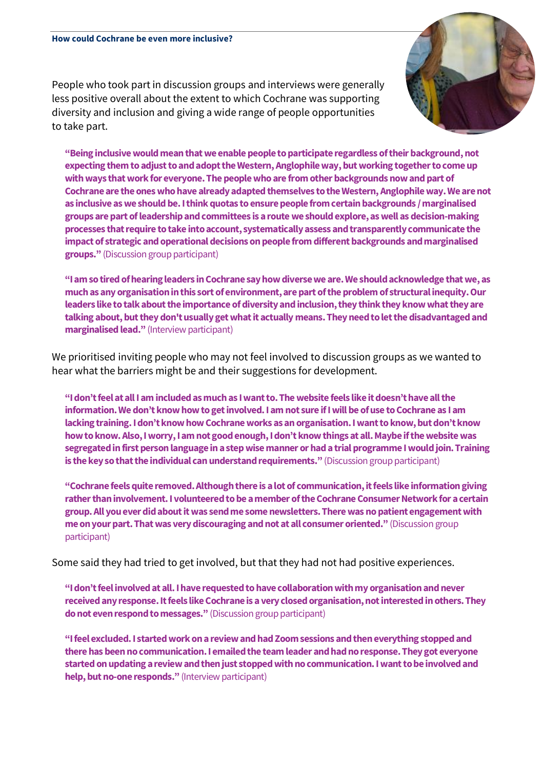### How could Cochrane be even more inclusive?

People who took part in discussion groups and interviews were generally less positive overall about the extent to which Cochrane was supporting diversity and inclusion and giving a wide range of people opportunities to take part.

> **"Being inclusive would mean that we enable people to participate regardless of their background, not expecting them to adjust to and adopt the Western, Anglophile way, but working together to come up with ways that work for everyone. The people who are from other backgrounds now and part of Cochrane are the ones who have already adapted themselves to the Western, Anglophile way. We are not as inclusive as we should be. I think quotas to ensure people from certain backgrounds / marginalised groups are part of leadership and committees is a route we should explore, as well as decision-making processes that require to take into account, systematically assess and transparently communicate the impact of strategic and operational decisions on people from different backgrounds and marginalised groups."** (Discussion group participant)

> **"I am so tired of hearing leaders in Cochrane say how diverse we are. We should acknowledge that we, as much as any organisation in this sort of environment, are part of the problem of structural inequity. Our leaders like to talk about the importance of diversity and inclusion, they think they know what they are talking about, but they don't usually get what it actually means. They need to let the disadvantaged and marginalised lead."** (Interview participant)

We prioritised inviting people who may not feel involved to discussion groups as we wanted to hear what the barriers might be and their suggestions for development.

> **"I don't feel at all I am included as much as I want to. The website feels like it doesn't have all the information. We don't know how to get involved. I am not sure if I will be of use to Cochrane as I am lacking training. I don't know how Cochrane works as an organisation. I want to know, but don't know how to know. Also, I worry, I am not good enough, I don't know things at all. Maybe if the website was segregated in first person language in a step wise manner or had a trial programme I would join. Training is the key so that the individual can understand requirements."** (Discussion group participant)

> **"Cochrane feels quite removed. Although there is a lot of communication, it feels like information giving rather than involvement. I volunteered to be a member of the Cochrane Consumer Network for a certain group. All you ever did about it was send me some newsletters. There was no patient engagement with me on your part. That was very discouraging and not at all consumer oriented."** (Discussion group participant)

Some said they had tried to get involved, but that they had not had positive experiences.

> **"I don't feel involved at all. I have requested to have collaboration with my organisation and never received any response. It feels like Cochrane is a very closed organisation, not interested in others. They do not even respond to messages."** (Discussion group participant)

> **"I feel excluded. I started work on a review and had Zoom sessions and then everything stopped and there has been no communication. I emailed the team leader and had no response. They got everyone started on updating a review and then just stopped with no communication. I want to be involved and help, but no-one responds."** (Interview participant)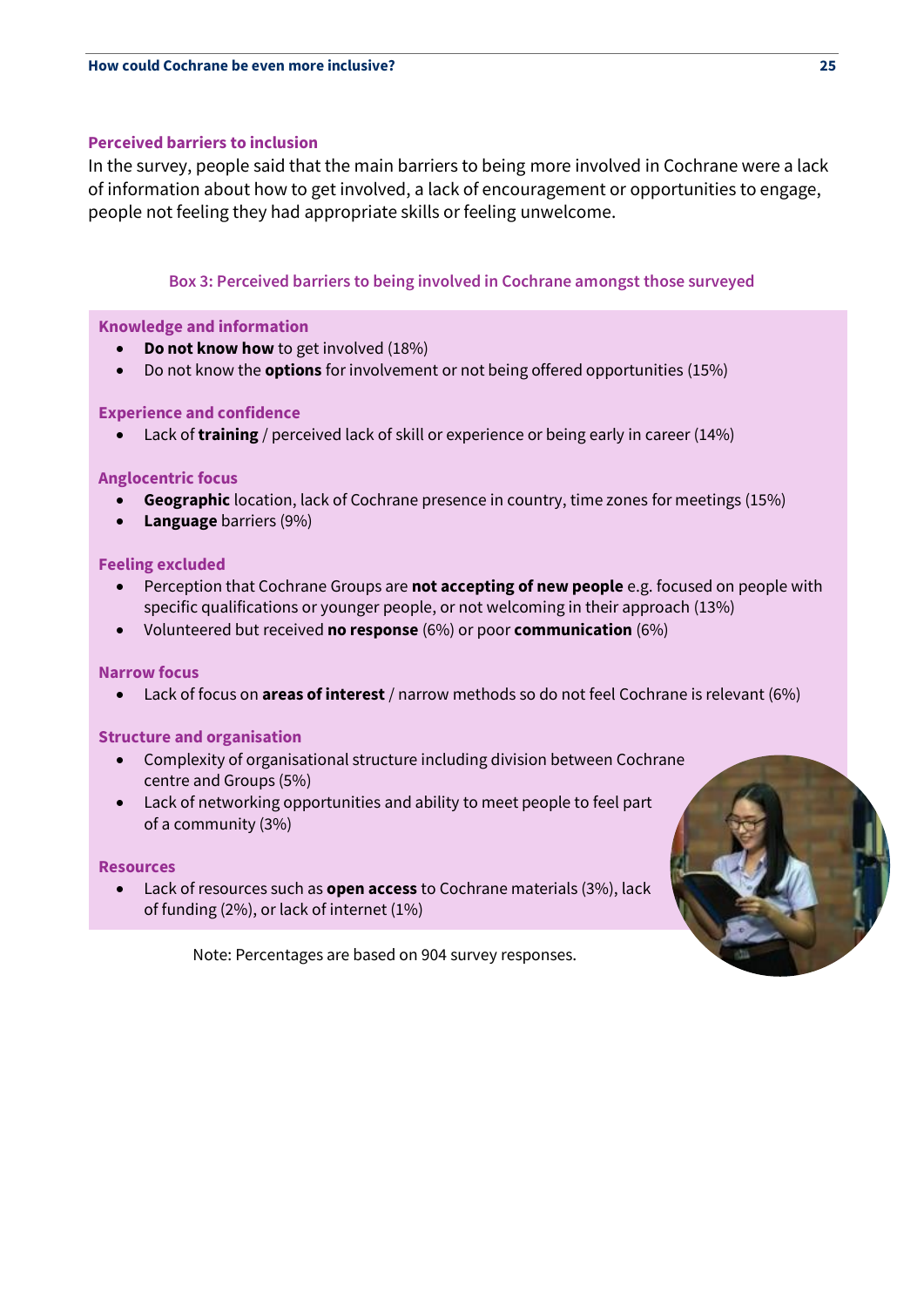## Perceived barriers to inclusion

In the survey, people said that the main barriers to being more involved in Cochrane were a lack of information about how to get involved, a lack of encouragement or opportunities to engage, people not feeling they had appropriate skills or feeling unwelcome.

### Box 3: Perceived barriers to being involved in Cochrane amongst those surveyed

**Knowledge and information**

- **Do not know how** to get involved (18%)
- Do not know the **options** for involvement or not being offered opportunities (15%)

**Experience and confidence**

- Lack of **training** / perceived lack of skill or experience or being early in career (14%)

**Anglocentric focus**

- **Geographic** location, lack of Cochrane presence in country, time zones for meetings (15%)
- **Language** barriers (9%)

**Feeling excluded**

- Perception that Cochrane Groups are **not accepting of new people** e.g. focused on people with specific qualifications or younger people, or not welcoming in their approach (13%)
- Volunteered but received **no response** (6%) or poor **communication** (6%)

**Narrow focus**

- Lack of focus on **areas of interest** / narrow methods so do not feel Cochrane is relevant (6%)

**Structure and organisation**

- Complexity of organisational structure including division between Cochrane centre and Groups (5%)
- Lack of networking opportunities and ability to meet people to feel part of a community (3%)

**Resources**

- Lack of resources such as **open access** to Cochrane materials (3%), lack of funding (2%), or lack of internet (1%)

Note: Percentages are based on 904 survey responses.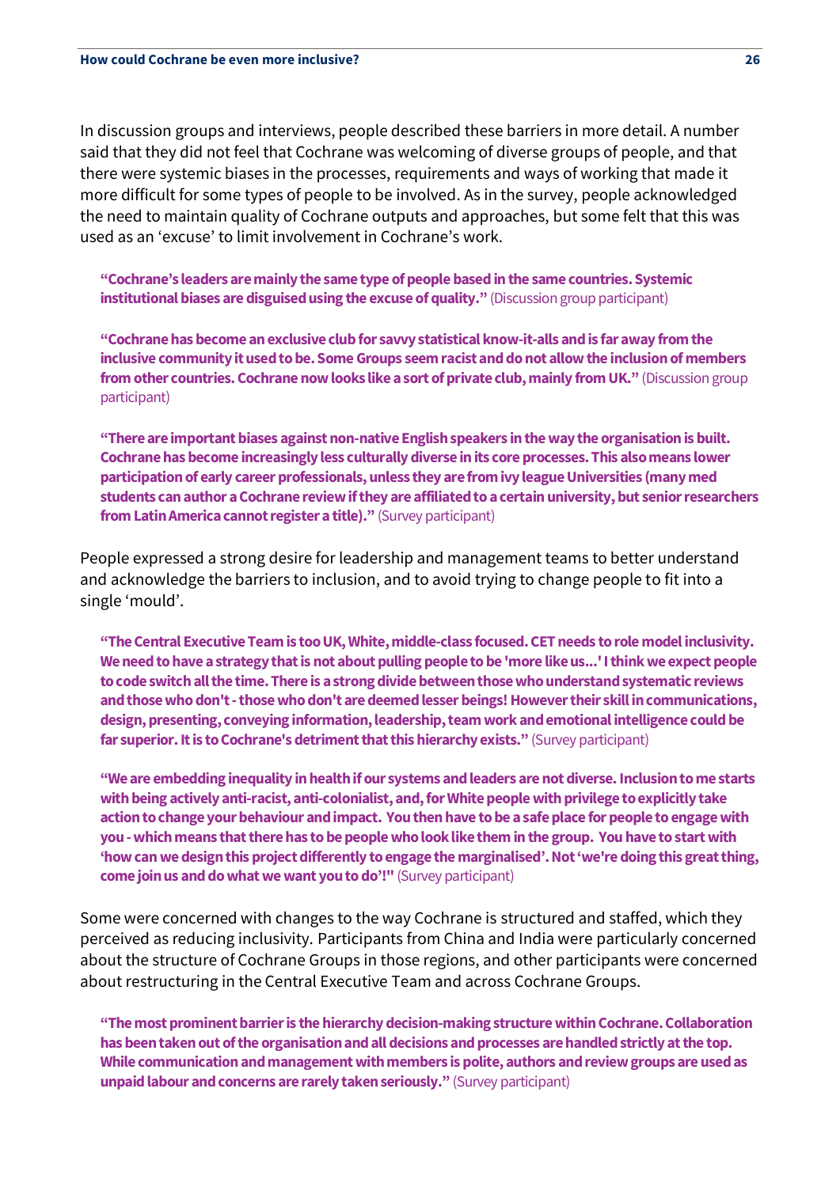In discussion groups and interviews, people described these barriers in more detail. A number said that they did not feel that Cochrane was welcoming of diverse groups of people, and that there were systemic biases in the processes, requirements and ways of working that made it more difficult for some types of people to be involved. As in the survey, people acknowledged the need to maintain quality of Cochrane outputs and approaches, but some felt that this was used as an 'excuse' to limit involvement in Cochrane's work.

> **"Cochrane's leaders are mainly the same type of people based in the same countries. Systemic institutional biases are disguised using the excuse of quality."** (Discussion group participant)

> **"Cochrane has become an exclusive club for savvy statistical know-it-alls and is far away from the inclusive community it used to be. Some Groups seem racist and do not allow the inclusion of members from other countries. Cochrane now looks like a sort of private club, mainly from UK."** (Discussion group participant)

> **"There are important biases against non-native English speakers in the way the organisation is built. Cochrane has become increasingly less culturally diverse in its core processes. This also means lower participation of early career professionals, unless they are from ivy league Universities (many med students can author a Cochrane review if they are affiliated to a certain university, but senior researchers from Latin America cannot register a title)."** (Survey participant)

People expressed a strong desire for leadership and management teams to better understand and acknowledge the barriers to inclusion, and to avoid trying to change people to fit into a single 'mould'.

> **"The Central Executive Team is too UK, White, middle-class focused. CET needs to role model inclusivity. We need to have a strategy that is not about pulling people to be 'more like us...' I think we expect people to code switch all the time. There is a strong divide between those who understand systematic reviews and those who don't - those who don't are deemed lesser beings! However their skill in communications, design, presenting, conveying information, leadership, team work and emotional intelligence could be far superior. It is to Cochrane's detriment that this hierarchy exists."** (Survey participant)

> **"We are embedding inequality in health if our systems and leaders are not diverse. Inclusion to me starts with being actively anti-racist, anti-colonialist, and, for White people with privilege to explicitly take action to change your behaviour and impact. You then have to be a safe place for people to engage with you - which means that there has to be people who look like them in the group. You have to start with 'how can we design this project differently to engage the marginalised'. Not 'we're doing this great thing, come join us and do what we want you to do'!"** (Survey participant)

Some were concerned with changes to the way Cochrane is structured and staffed, which they perceived as reducing inclusivity. Participants from China and India were particularly concerned about the structure of Cochrane Groups in those regions, and other participants were concerned about restructuring in the Central Executive Team and across Cochrane Groups.

> **"The most prominent barrier is the hierarchy decision-making structure within Cochrane. Collaboration has been taken out of the organisation and all decisions and processes are handled strictly at the top. While communication and management with members is polite, authors and review groups are used as unpaid labour and concerns are rarely taken seriously."** (Survey participant)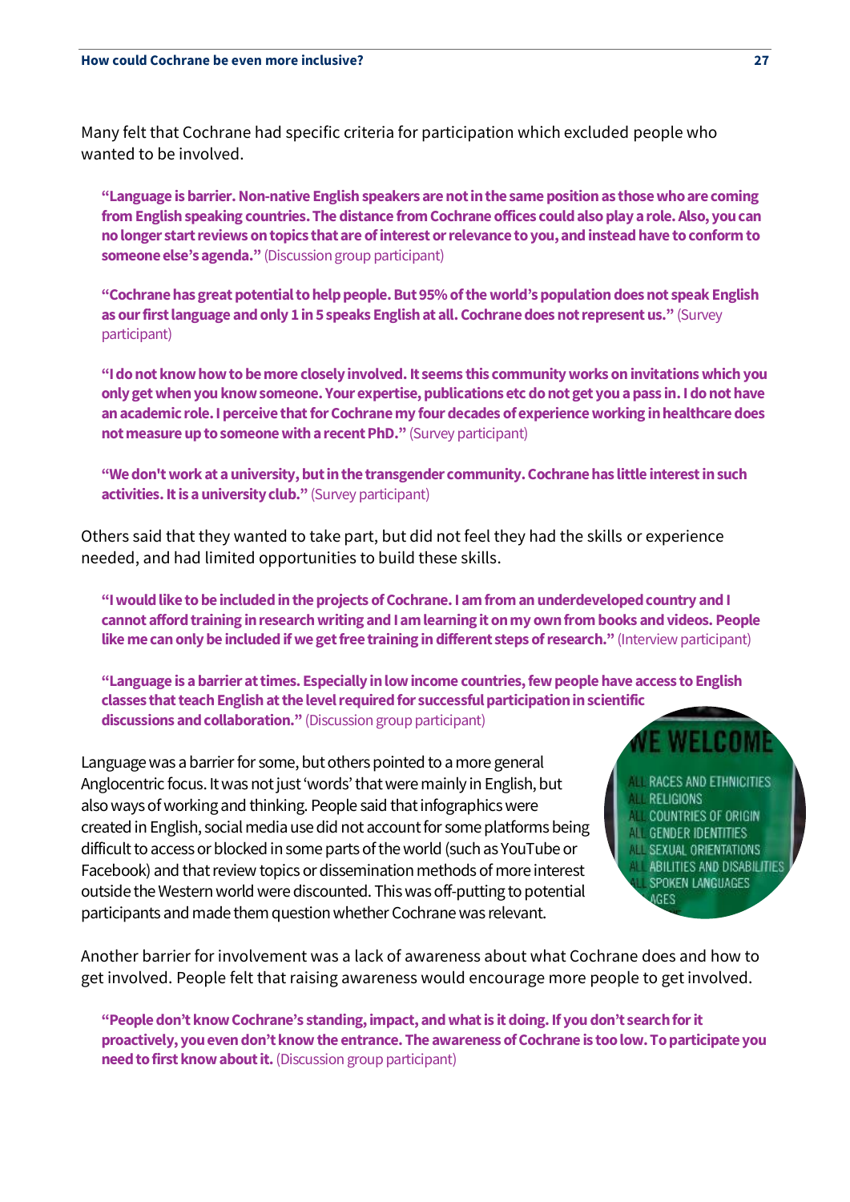Many felt that Cochrane had specific criteria for participation which excluded people who wanted to be involved.

> **"Language is barrier. Non-native English speakers are not in the same position as those who are coming from English speaking countries. The distance from Cochrane offices could also play a role. Also, you can no longer start reviews on topics that are of interest or relevance to you, and instead have to conform to someone else's agenda."** (Discussion group participant)

> **"Cochrane has great potential to help people. But 95% of the world's population does not speak English as our first language and only 1 in 5 speaks English at all. Cochrane does not represent us."** (Survey participant)

> **"I do not know how to be more closely involved. It seems this community works on invitations which you only get when you know someone. Your expertise, publications etc do not get you a pass in. I do not have an academic role. I perceive that for Cochrane my four decades of experience working in healthcare does not measure up to someone with a recent PhD."** (Survey participant)

> **"We don't work at a university, but in the transgender community. Cochrane has little interest in such activities. It is a university club."** (Survey participant)

Others said that they wanted to take part, but did not feel they had the skills or experience needed, and had limited opportunities to build these skills.

> **"I would like to be included in the projects of Cochrane. I am from an underdeveloped country and I cannot afford training in research writing and I am learning it on my own from books and videos. People like me can only be included if we get free training in different steps of research."** (Interview participant)

> **"Language is a barrier at times. Especially in low income countries, few people have access to English classes that teach English at the level required for successful participation in scientific discussions and collaboration."** (Discussion group participant)

Language was a barrier for some, but others pointed to a more general Anglocentric focus. It was not just 'words' that were mainly in English, but also ways of working and thinking. People said that infographics were created in English, social media use did not account for some platforms being difficult to access or blocked in some parts of the world (such as YouTube or Facebook) and that review topics or dissemination methods of more interest outside the Western world were discounted. This was off-putting to potential participants and made them question whether Cochrane was relevant.

Another barrier for involvement was a lack of awareness about what Cochrane does and how to get involved. People felt that raising awareness would encourage more people to get involved.

> **"People don't know Cochrane's standing, impact, and what is it doing. If you don't search for it proactively, you even don't know the entrance. The awareness of Cochrane is too low. To participate you need to first know about it.** (Discussion group participant)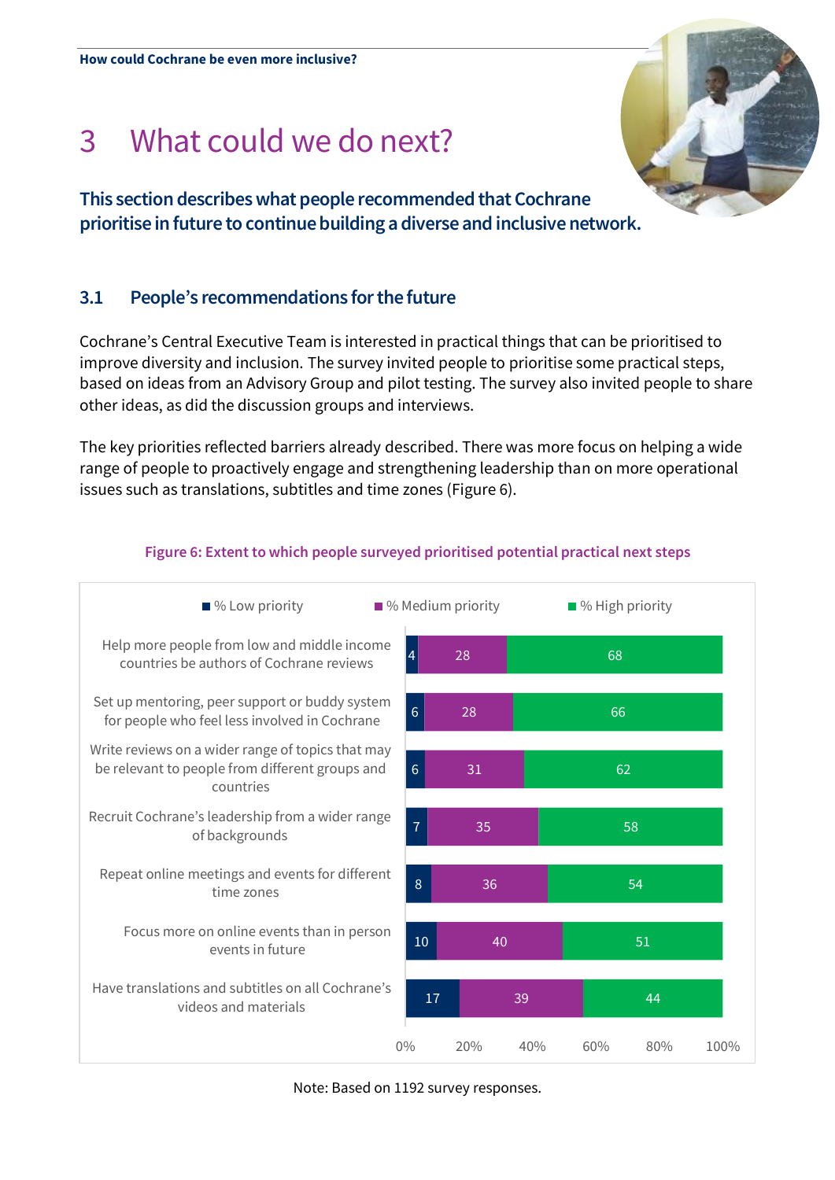# 3 What could we do next?

**This section describes what people recommended that Cochrane prioritise in future to continue building a diverse and inclusive network.**

## 3.1 People's recommendations for the future

Cochrane's Central Executive Team is interested in practical things that can be prioritised to improve diversity and inclusion. The survey invited people to prioritise some practical steps, based on ideas from an Advisory Group and pilot testing. The survey also invited people to share other ideas, as did the discussion groups and interviews.

The key priorities reflected barriers already described. There was more focus on helping a wide range of people to proactively engage and strengthening leadership than on more operational issues such as translations, subtitles and time zones (Figure 6).

**Figure 6: Extent to which people surveyed prioritised potential practical next steps**

| | % Low priority | % Medium priority | % High priority |
|---|---|---|---|
| Help more people from low and middle income countries be authors of Cochrane reviews | 4 | 28 | 68 |
| Set up mentoring, peer support or buddy system for people who feel less involved in Cochrane | 6 | 28 | 66 |
| Write reviews on a wider range of topics that may be relevant to people from different groups and countries | 6 | 31 | 62 |
| Recruit Cochrane's leadership from a wider range of backgrounds | 7 | 35 | 58 |
| Repeat online meetings and events for different time zones | 8 | 36 | 54 |
| Focus more on online events than in person events in future | 10 | 40 | 51 |
| Have translations and subtitles on all Cochrane's videos and materials | 17 | 39 | 44 |

Note: Based on 1192 survey responses.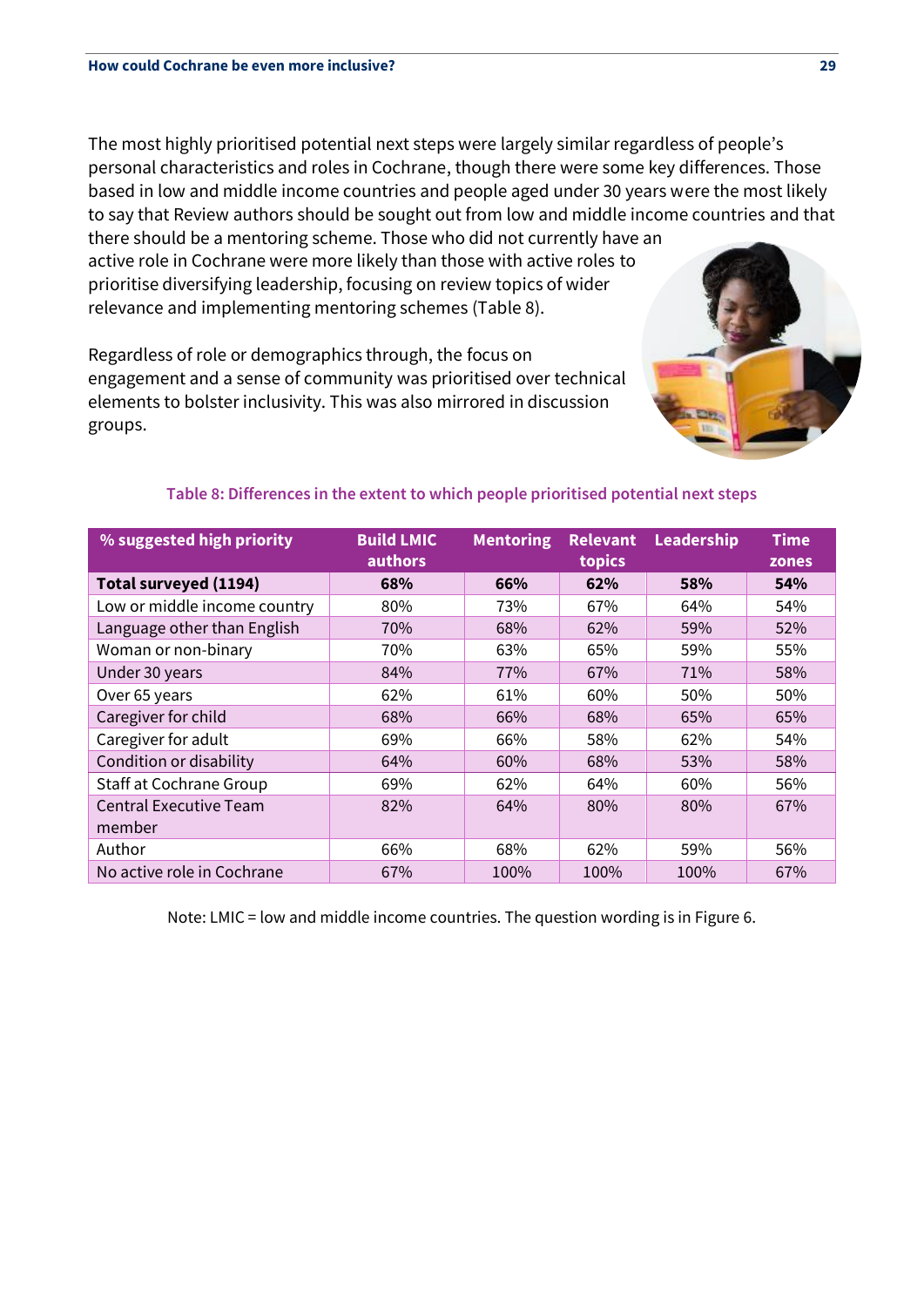The most highly prioritised potential next steps were largely similar regardless of people's personal characteristics and roles in Cochrane, though there were some key differences. Those based in low and middle income countries and people aged under 30 years were the most likely to say that Review authors should be sought out from low and middle income countries and that there should be a mentoring scheme. Those who did not currently have an active role in Cochrane were more likely than those with active roles to prioritise diversifying leadership, focusing on review topics of wider relevance and implementing mentoring schemes (Table 8).

Regardless of role or demographics through, the focus on engagement and a sense of community was prioritised over technical elements to bolster inclusivity. This was also mirrored in discussion groups.

Table 8: Differences in the extent to which people prioritised potential next steps

| % suggested high priority | Build LMIC authors | Mentoring | Relevant topics | Leadership | Time zones |
|---|---|---|---|---|---|
| **Total surveyed (1194)** | **68%** | **66%** | **62%** | **58%** | **54%** |
| Low or middle income country | 80% | 73% | 67% | 64% | 54% |
| Language other than English | 70% | 68% | 62% | 59% | 52% |
| Woman or non-binary | 70% | 63% | 65% | 59% | 55% |
| Under 30 years | 84% | 77% | 67% | 71% | 58% |
| Over 65 years | 62% | 61% | 60% | 50% | 50% |
| Caregiver for child | 68% | 66% | 68% | 65% | 65% |
| Caregiver for adult | 69% | 66% | 58% | 62% | 54% |
| Condition or disability | 64% | 60% | 68% | 53% | 58% |
| Staff at Cochrane Group | 69% | 62% | 64% | 60% | 56% |
| Central Executive Team member | 82% | 64% | 80% | 80% | 67% |
| Author | 66% | 68% | 62% | 59% | 56% |
| No active role in Cochrane | 67% | 100% | 100% | 100% | 67% |

Note: LMIC = low and middle income countries. The question wording is in Figure 6.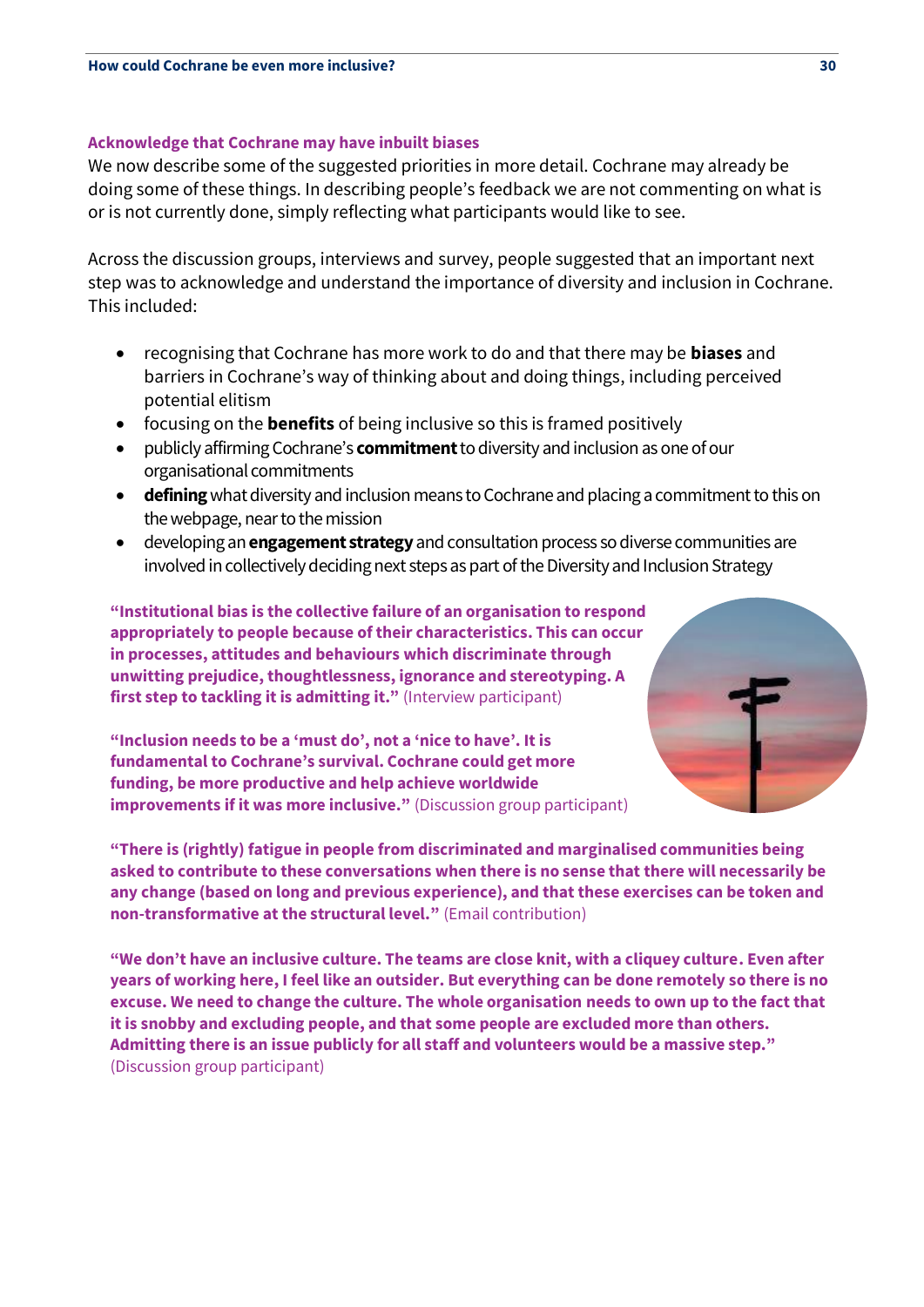### Acknowledge that Cochrane may have inbuilt biases

We now describe some of the suggested priorities in more detail. Cochrane may already be doing some of these things. In describing people's feedback we are not commenting on what is or is not currently done, simply reflecting what participants would like to see.

Across the discussion groups, interviews and survey, people suggested that an important next step was to acknowledge and understand the importance of diversity and inclusion in Cochrane. This included:

- recognising that Cochrane has more work to do and that there may be **biases** and barriers in Cochrane's way of thinking about and doing things, including perceived potential elitism
- focusing on the **benefits** of being inclusive so this is framed positively
- publicly affirming Cochrane's **commitment** to diversity and inclusion as one of our organisational commitments
- **defining** what diversity and inclusion means to Cochrane and placing a commitment to this on the webpage, near to the mission
- developing an **engagement strategy** and consultation process so diverse communities are involved in collectively deciding next steps as part of the Diversity and Inclusion Strategy

**"Institutional bias is the collective failure of an organisation to respond appropriately to people because of their characteristics. This can occur in processes, attitudes and behaviours which discriminate through unwitting prejudice, thoughtlessness, ignorance and stereotyping. A first step to tackling it is admitting it."** (Interview participant)

**"Inclusion needs to be a 'must do', not a 'nice to have'. It is fundamental to Cochrane's survival. Cochrane could get more funding, be more productive and help achieve worldwide improvements if it was more inclusive."** (Discussion group participant)

**"There is (rightly) fatigue in people from discriminated and marginalised communities being asked to contribute to these conversations when there is no sense that there will necessarily be any change (based on long and previous experience), and that these exercises can be token and non-transformative at the structural level."** (Email contribution)

**"We don't have an inclusive culture. The teams are close knit, with a cliquey culture. Even after years of working here, I feel like an outsider. But everything can be done remotely so there is no excuse. We need to change the culture. The whole organisation needs to own up to the fact that it is snobby and excluding people, and that some people are excluded more than others. Admitting there is an issue publicly for all staff and volunteers would be a massive step."** (Discussion group participant)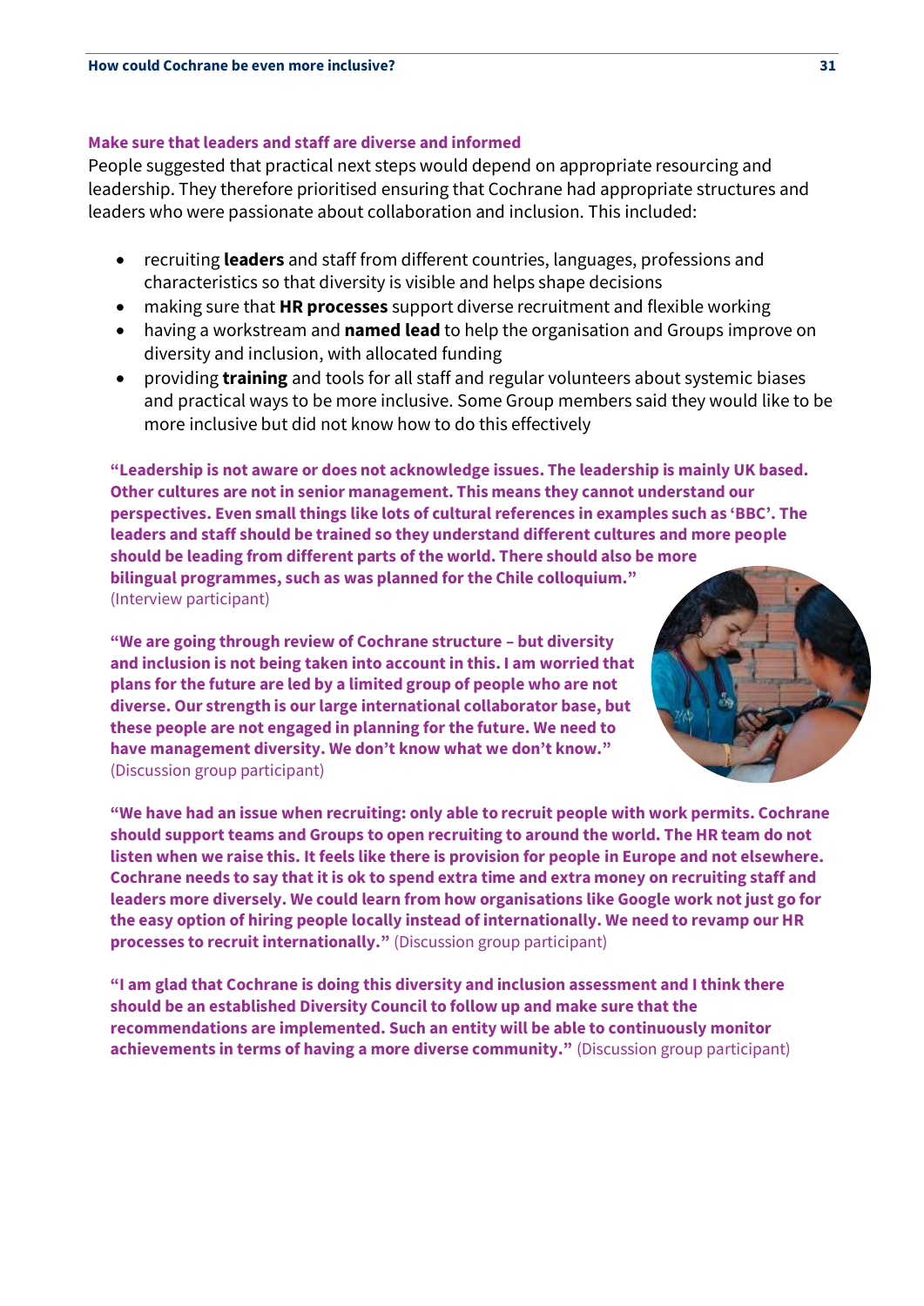### Make sure that leaders and staff are diverse and informed

People suggested that practical next steps would depend on appropriate resourcing and leadership. They therefore prioritised ensuring that Cochrane had appropriate structures and leaders who were passionate about collaboration and inclusion. This included:

- recruiting **leaders** and staff from different countries, languages, professions and characteristics so that diversity is visible and helps shape decisions
- making sure that **HR processes** support diverse recruitment and flexible working
- having a workstream and **named lead** to help the organisation and Groups improve on diversity and inclusion, with allocated funding
- providing **training** and tools for all staff and regular volunteers about systemic biases and practical ways to be more inclusive. Some Group members said they would like to be more inclusive but did not know how to do this effectively

**"Leadership is not aware or does not acknowledge issues. The leadership is mainly UK based. Other cultures are not in senior management. This means they cannot understand our perspectives. Even small things like lots of cultural references in examples such as 'BBC'. The leaders and staff should be trained so they understand different cultures and more people should be leading from different parts of the world. There should also be more bilingual programmes, such as was planned for the Chile colloquium."** (Interview participant)

**"We are going through review of Cochrane structure – but diversity and inclusion is not being taken into account in this. I am worried that plans for the future are led by a limited group of people who are not diverse. Our strength is our large international collaborator base, but these people are not engaged in planning for the future. We need to have management diversity. We don't know what we don't know."** (Discussion group participant)

**"We have had an issue when recruiting: only able to recruit people with work permits. Cochrane should support teams and Groups to open recruiting to around the world. The HR team do not listen when we raise this. It feels like there is provision for people in Europe and not elsewhere. Cochrane needs to say that it is ok to spend extra time and extra money on recruiting staff and leaders more diversely. We could learn from how organisations like Google work not just go for the easy option of hiring people locally instead of internationally. We need to revamp our HR processes to recruit internationally."** (Discussion group participant)

**"I am glad that Cochrane is doing this diversity and inclusion assessment and I think there should be an established Diversity Council to follow up and make sure that the recommendations are implemented. Such an entity will be able to continuously monitor achievements in terms of having a more diverse community."** (Discussion group participant)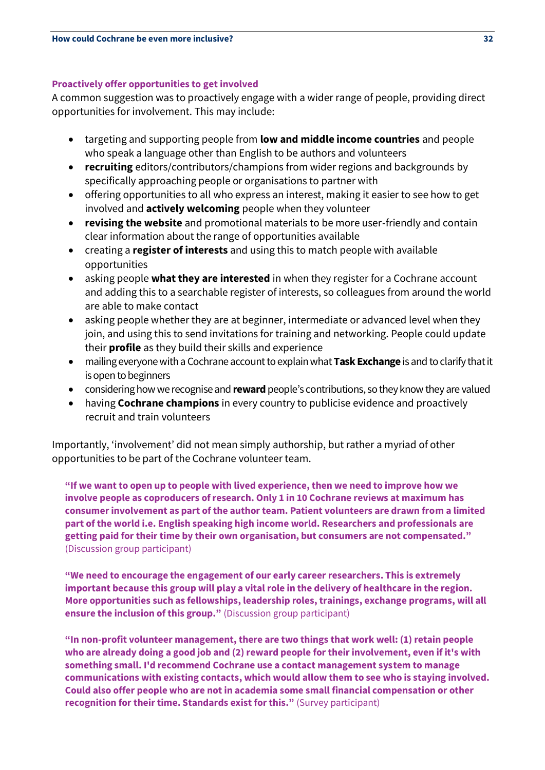### Proactively offer opportunities to get involved

A common suggestion was to proactively engage with a wider range of people, providing direct opportunities for involvement. This may include:

- targeting and supporting people from **low and middle income countries** and people who speak a language other than English to be authors and volunteers
- **recruiting** editors/contributors/champions from wider regions and backgrounds by specifically approaching people or organisations to partner with
- offering opportunities to all who express an interest, making it easier to see how to get involved and **actively welcoming** people when they volunteer
- **revising the website** and promotional materials to be more user-friendly and contain clear information about the range of opportunities available
- creating a **register of interests** and using this to match people with available opportunities
- asking people **what they are interested** in when they register for a Cochrane account and adding this to a searchable register of interests, so colleagues from around the world are able to make contact
- asking people whether they are at beginner, intermediate or advanced level when they join, and using this to send invitations for training and networking. People could update their **profile** as they build their skills and experience
- mailing everyone with a Cochrane account to explain what **Task Exchange** is and to clarify that it is open to beginners
- considering how we recognise and **reward** people's contributions, so they know they are valued
- having **Cochrane champions** in every country to publicise evidence and proactively recruit and train volunteers

Importantly, 'involvement' did not mean simply authorship, but rather a myriad of other opportunities to be part of the Cochrane volunteer team.

> **"If we want to open up to people with lived experience, then we need to improve how we involve people as coproducers of research. Only 1 in 10 Cochrane reviews at maximum has consumer involvement as part of the author team. Patient volunteers are drawn from a limited part of the world i.e. English speaking high income world. Researchers and professionals are getting paid for their time by their own organisation, but consumers are not compensated."** (Discussion group participant)

> **"We need to encourage the engagement of our early career researchers. This is extremely important because this group will play a vital role in the delivery of healthcare in the region. More opportunities such as fellowships, leadership roles, trainings, exchange programs, will all ensure the inclusion of this group."** (Discussion group participant)

> **"In non-profit volunteer management, there are two things that work well: (1) retain people who are already doing a good job and (2) reward people for their involvement, even if it's with something small. I'd recommend Cochrane use a contact management system to manage communications with existing contacts, which would allow them to see who is staying involved. Could also offer people who are not in academia some small financial compensation or other recognition for their time. Standards exist for this."** (Survey participant)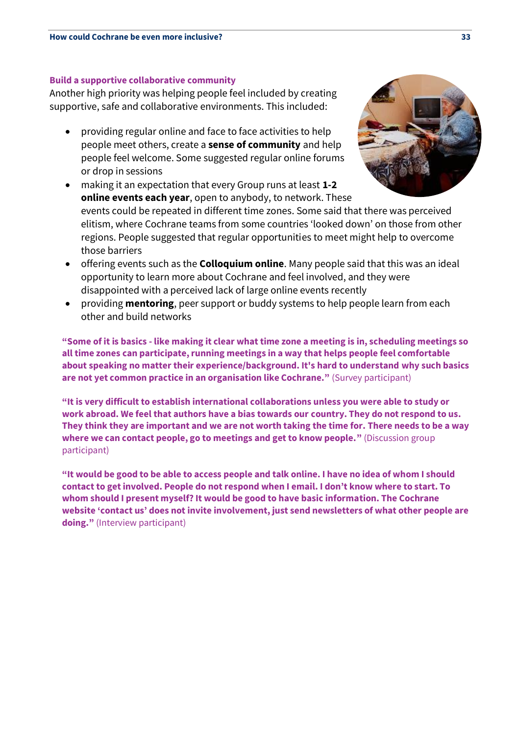### Build a supportive collaborative community

Another high priority was helping people feel included by creating supportive, safe and collaborative environments. This included:

- providing regular online and face to face activities to help people meet others, create a **sense of community** and help people feel welcome. Some suggested regular online forums or drop in sessions
- making it an expectation that every Group runs at least **1-2 online events each year**, open to anybody, to network. These events could be repeated in different time zones. Some said that there was perceived elitism, where Cochrane teams from some countries 'looked down' on those from other regions. People suggested that regular opportunities to meet might help to overcome those barriers
- offering events such as the **Colloquium online**. Many people said that this was an ideal opportunity to learn more about Cochrane and feel involved, and they were disappointed with a perceived lack of large online events recently
- providing **mentoring**, peer support or buddy systems to help people learn from each other and build networks

> **"Some of it is basics - like making it clear what time zone a meeting is in, scheduling meetings so all time zones can participate, running meetings in a way that helps people feel comfortable about speaking no matter their experience/background. It's hard to understand why such basics are not yet common practice in an organisation like Cochrane."** (Survey participant)

> **"It is very difficult to establish international collaborations unless you were able to study or work abroad. We feel that authors have a bias towards our country. They do not respond to us. They think they are important and we are not worth taking the time for. There needs to be a way where we can contact people, go to meetings and get to know people."** (Discussion group participant)

> **"It would be good to be able to access people and talk online. I have no idea of whom I should contact to get involved. People do not respond when I email. I don't know where to start. To whom should I present myself? It would be good to have basic information. The Cochrane website 'contact us' does not invite involvement, just send newsletters of what other people are doing."** (Interview participant)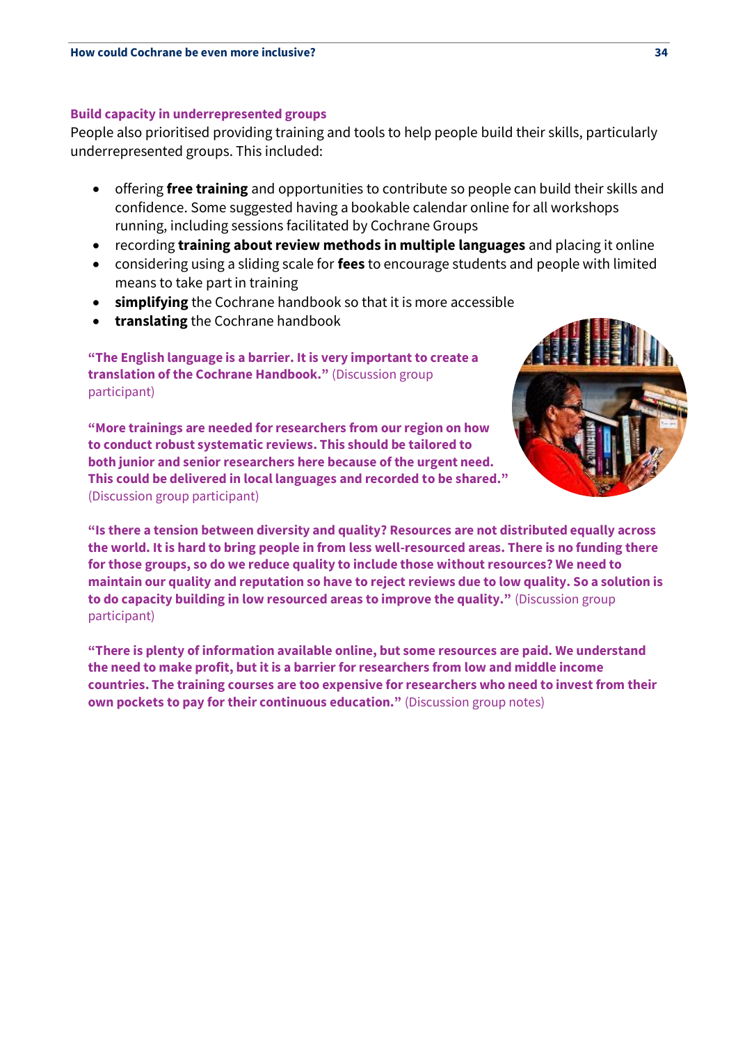### Build capacity in underrepresented groups

People also prioritised providing training and tools to help people build their skills, particularly underrepresented groups. This included:

- offering **free training** and opportunities to contribute so people can build their skills and confidence. Some suggested having a bookable calendar online for all workshops running, including sessions facilitated by Cochrane Groups
- recording **training about review methods in multiple languages** and placing it online
- considering using a sliding scale for **fees** to encourage students and people with limited means to take part in training
- **simplifying** the Cochrane handbook so that it is more accessible
- **translating** the Cochrane handbook

**"The English language is a barrier. It is very important to create a translation of the Cochrane Handbook."** (Discussion group participant)

**"More trainings are needed for researchers from our region on how to conduct robust systematic reviews. This should be tailored to both junior and senior researchers here because of the urgent need. This could be delivered in local languages and recorded to be shared."** (Discussion group participant)

**"Is there a tension between diversity and quality? Resources are not distributed equally across the world. It is hard to bring people in from less well-resourced areas. There is no funding there for those groups, so do we reduce quality to include those without resources? We need to maintain our quality and reputation so have to reject reviews due to low quality. So a solution is to do capacity building in low resourced areas to improve the quality."** (Discussion group participant)

**"There is plenty of information available online, but some resources are paid. We understand the need to make profit, but it is a barrier for researchers from low and middle income countries. The training courses are too expensive for researchers who need to invest from their own pockets to pay for their continuous education."** (Discussion group notes)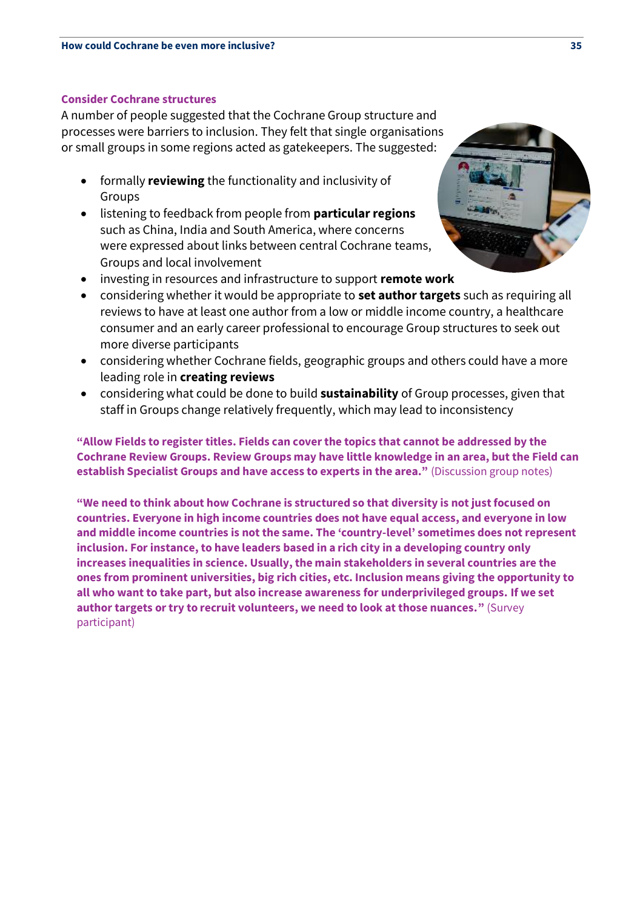### Consider Cochrane structures

A number of people suggested that the Cochrane Group structure and processes were barriers to inclusion. They felt that single organisations or small groups in some regions acted as gatekeepers. The suggested:

- formally **reviewing** the functionality and inclusivity of Groups
- listening to feedback from people from **particular regions** such as China, India and South America, where concerns were expressed about links between central Cochrane teams, Groups and local involvement
- investing in resources and infrastructure to support **remote work**
- considering whether it would be appropriate to **set author targets** such as requiring all reviews to have at least one author from a low or middle income country, a healthcare consumer and an early career professional to encourage Group structures to seek out more diverse participants
- considering whether Cochrane fields, geographic groups and others could have a more leading role in **creating reviews**
- considering what could be done to build **sustainability** of Group processes, given that staff in Groups change relatively frequently, which may lead to inconsistency

**"Allow Fields to register titles. Fields can cover the topics that cannot be addressed by the Cochrane Review Groups. Review Groups may have little knowledge in an area, but the Field can establish Specialist Groups and have access to experts in the area."** (Discussion group notes)

**"We need to think about how Cochrane is structured so that diversity is not just focused on countries. Everyone in high income countries does not have equal access, and everyone in low and middle income countries is not the same. The 'country-level' sometimes does not represent inclusion. For instance, to have leaders based in a rich city in a developing country only increases inequalities in science. Usually, the main stakeholders in several countries are the ones from prominent universities, big rich cities, etc. Inclusion means giving the opportunity to all who want to take part, but also increase awareness for underprivileged groups. If we set author targets or try to recruit volunteers, we need to look at those nuances."** (Survey participant)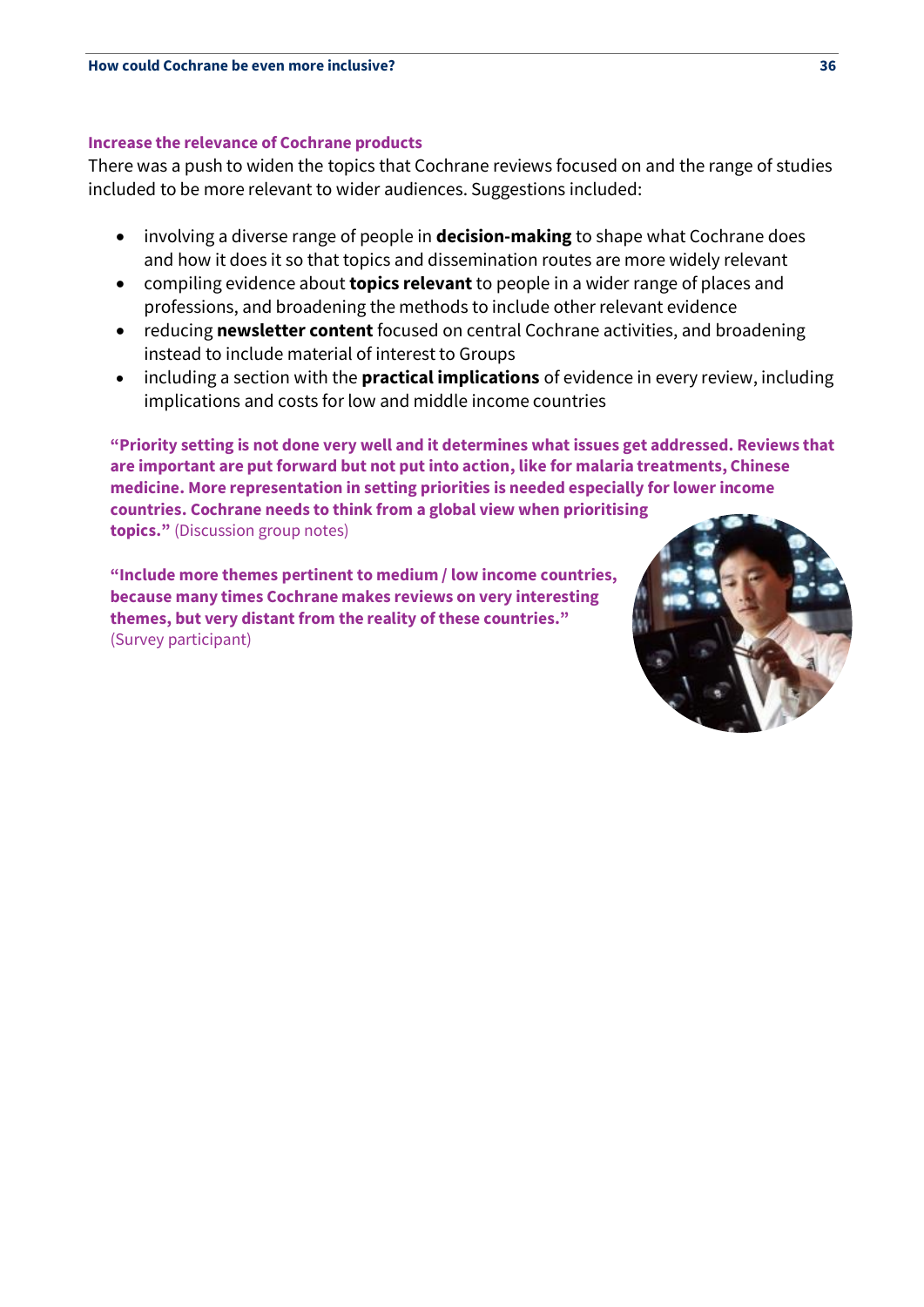### Increase the relevance of Cochrane products

There was a push to widen the topics that Cochrane reviews focused on and the range of studies included to be more relevant to wider audiences. Suggestions included:

- involving a diverse range of people in **decision-making** to shape what Cochrane does and how it does it so that topics and dissemination routes are more widely relevant
- compiling evidence about **topics relevant** to people in a wider range of places and professions, and broadening the methods to include other relevant evidence
- reducing **newsletter content** focused on central Cochrane activities, and broadening instead to include material of interest to Groups
- including a section with the **practical implications** of evidence in every review, including implications and costs for low and middle income countries

**"Priority setting is not done very well and it determines what issues get addressed. Reviews that are important are put forward but not put into action, like for malaria treatments, Chinese medicine. More representation in setting priorities is needed especially for lower income countries. Cochrane needs to think from a global view when prioritising topics."** (Discussion group notes)

**"Include more themes pertinent to medium / low income countries, because many times Cochrane makes reviews on very interesting themes, but very distant from the reality of these countries."** (Survey participant)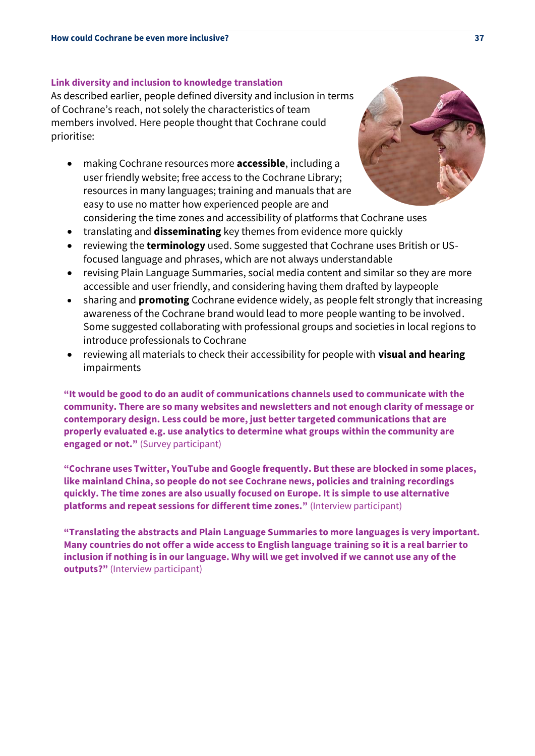### Link diversity and inclusion to knowledge translation

As described earlier, people defined diversity and inclusion in terms of Cochrane's reach, not solely the characteristics of team members involved. Here people thought that Cochrane could prioritise:

- making Cochrane resources more **accessible**, including a user friendly website; free access to the Cochrane Library; resources in many languages; training and manuals that are easy to use no matter how experienced people are and considering the time zones and accessibility of platforms that Cochrane uses
- translating and **disseminating** key themes from evidence more quickly
- reviewing the **terminology** used. Some suggested that Cochrane uses British or US-focused language and phrases, which are not always understandable
- revising Plain Language Summaries, social media content and similar so they are more accessible and user friendly, and considering having them drafted by laypeople
- sharing and **promoting** Cochrane evidence widely, as people felt strongly that increasing awareness of the Cochrane brand would lead to more people wanting to be involved. Some suggested collaborating with professional groups and societies in local regions to introduce professionals to Cochrane
- reviewing all materials to check their accessibility for people with **visual and hearing** impairments

**"It would be good to do an audit of communications channels used to communicate with the community. There are so many websites and newsletters and not enough clarity of message or contemporary design. Less could be more, just better targeted communications that are properly evaluated e.g. use analytics to determine what groups within the community are engaged or not."** (Survey participant)

**"Cochrane uses Twitter, YouTube and Google frequently. But these are blocked in some places, like mainland China, so people do not see Cochrane news, policies and training recordings quickly. The time zones are also usually focused on Europe. It is simple to use alternative platforms and repeat sessions for different time zones."** (Interview participant)

**"Translating the abstracts and Plain Language Summaries to more languages is very important. Many countries do not offer a wide access to English language training so it is a real barrier to inclusion if nothing is in our language. Why will we get involved if we cannot use any of the outputs?"** (Interview participant)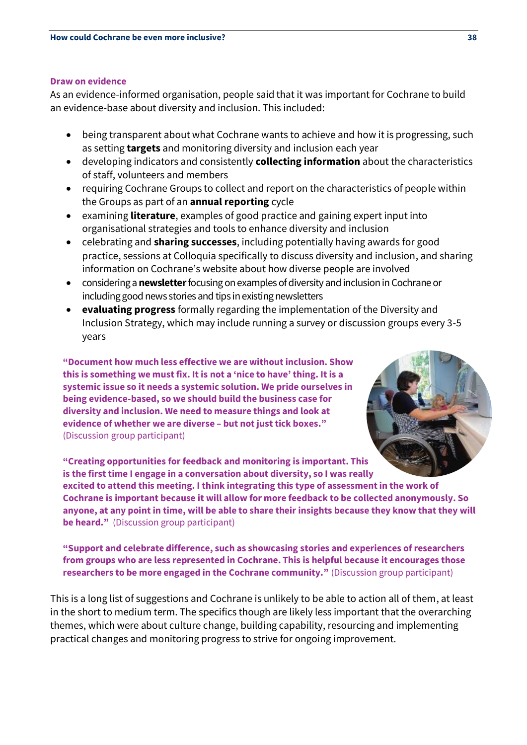### Draw on evidence

As an evidence-informed organisation, people said that it was important for Cochrane to build an evidence-base about diversity and inclusion. This included:

- being transparent about what Cochrane wants to achieve and how it is progressing, such as setting **targets** and monitoring diversity and inclusion each year
- developing indicators and consistently **collecting information** about the characteristics of staff, volunteers and members
- requiring Cochrane Groups to collect and report on the characteristics of people within the Groups as part of an **annual reporting** cycle
- examining **literature**, examples of good practice and gaining expert input into organisational strategies and tools to enhance diversity and inclusion
- celebrating and **sharing successes**, including potentially having awards for good practice, sessions at Colloquia specifically to discuss diversity and inclusion, and sharing information on Cochrane's website about how diverse people are involved
- considering a **newsletter** focusing on examples of diversity and inclusion in Cochrane or including good news stories and tips in existing newsletters
- **evaluating progress** formally regarding the implementation of the Diversity and Inclusion Strategy, which may include running a survey or discussion groups every 3-5 years

> **"Document how much less effective we are without inclusion. Show this is something we must fix. It is not a 'nice to have' thing. It is a systemic issue so it needs a systemic solution. We pride ourselves in being evidence-based, so we should build the business case for diversity and inclusion. We need to measure things and look at evidence of whether we are diverse – but not just tick boxes."** (Discussion group participant)

> **"Creating opportunities for feedback and monitoring is important. This is the first time I engage in a conversation about diversity, so I was really excited to attend this meeting. I think integrating this type of assessment in the work of Cochrane is important because it will allow for more feedback to be collected anonymously. So anyone, at any point in time, will be able to share their insights because they know that they will be heard."** (Discussion group participant)

> **"Support and celebrate difference, such as showcasing stories and experiences of researchers from groups who are less represented in Cochrane. This is helpful because it encourages those researchers to be more engaged in the Cochrane community."** (Discussion group participant)

This is a long list of suggestions and Cochrane is unlikely to be able to action all of them, at least in the short to medium term. The specifics though are likely less important that the overarching themes, which were about culture change, building capability, resourcing and implementing practical changes and monitoring progress to strive for ongoing improvement.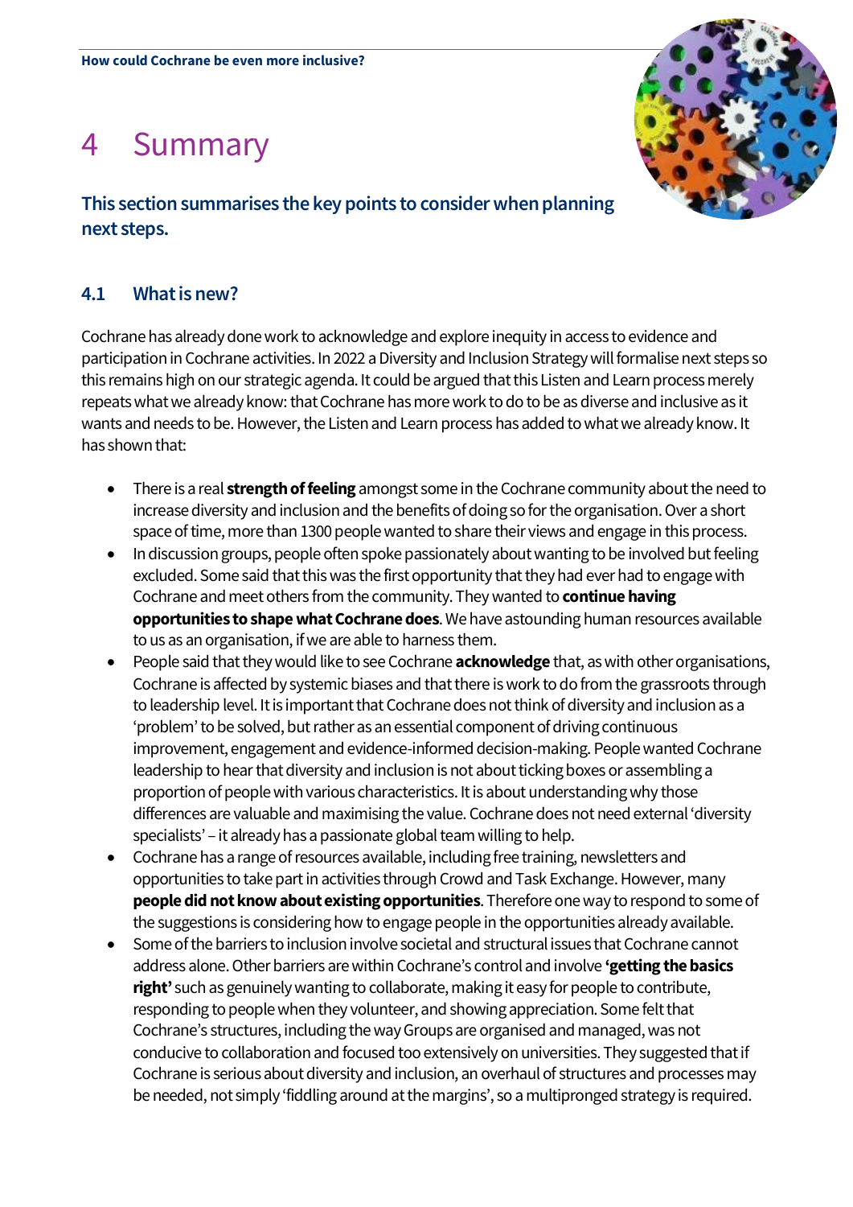# 4 Summary

**This section summarises the key points to consider when planning next steps.**

## 4.1 What is new?

Cochrane has already done work to acknowledge and explore inequity in access to evidence and participation in Cochrane activities. In 2022 a Diversity and Inclusion Strategy will formalise next steps so this remains high on our strategic agenda. It could be argued that this Listen and Learn process merely repeats what we already know: that Cochrane has more work to do to be as diverse and inclusive as it wants and needs to be. However, the Listen and Learn process has added to what we already know. It has shown that:

- There is a real **strength of feeling** amongst some in the Cochrane community about the need to increase diversity and inclusion and the benefits of doing so for the organisation. Over a short space of time, more than 1300 people wanted to share their views and engage in this process.
- In discussion groups, people often spoke passionately about wanting to be involved but feeling excluded. Some said that this was the first opportunity that they had ever had to engage with Cochrane and meet others from the community. They wanted to **continue having opportunities to shape what Cochrane does**. We have astounding human resources available to us as an organisation, if we are able to harness them.
- People said that they would like to see Cochrane **acknowledge** that, as with other organisations, Cochrane is affected by systemic biases and that there is work to do from the grassroots through to leadership level. It is important that Cochrane does not think of diversity and inclusion as a 'problem' to be solved, but rather as an essential component of driving continuous improvement, engagement and evidence-informed decision-making. People wanted Cochrane leadership to hear that diversity and inclusion is not about ticking boxes or assembling a proportion of people with various characteristics. It is about understanding why those differences are valuable and maximising the value. Cochrane does not need external 'diversity specialists' – it already has a passionate global team willing to help.
- Cochrane has a range of resources available, including free training, newsletters and opportunities to take part in activities through Crowd and Task Exchange. However, many **people did not know about existing opportunities**. Therefore one way to respond to some of the suggestions is considering how to engage people in the opportunities already available.
- Some of the barriers to inclusion involve societal and structural issues that Cochrane cannot address alone. Other barriers are within Cochrane's control and involve **'getting the basics right'** such as genuinely wanting to collaborate, making it easy for people to contribute, responding to people when they volunteer, and showing appreciation. Some felt that Cochrane's structures, including the way Groups are organised and managed, was not conducive to collaboration and focused too extensively on universities. They suggested that if Cochrane is serious about diversity and inclusion, an overhaul of structures and processes may be needed, not simply 'fiddling around at the margins', so a multipronged strategy is required.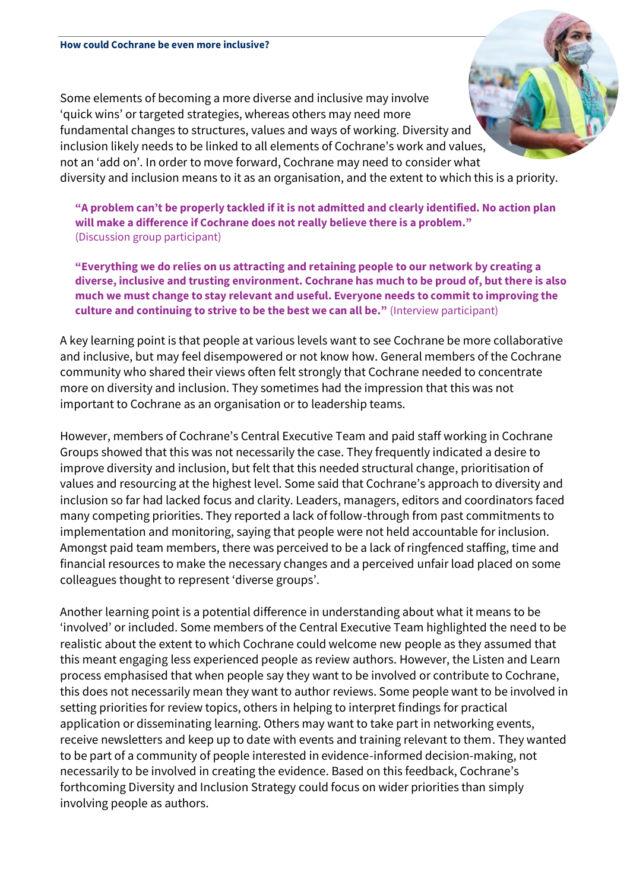### How could Cochrane be even more inclusive?

Some elements of becoming a more diverse and inclusive may involve 'quick wins' or targeted strategies, whereas others may need more fundamental changes to structures, values and ways of working. Diversity and inclusion likely needs to be linked to all elements of Cochrane's work and values, not an 'add on'. In order to move forward, Cochrane may need to consider what diversity and inclusion means to it as an organisation, and the extent to which this is a priority.

> **"A problem can't be properly tackled if it is not admitted and clearly identified. No action plan will make a difference if Cochrane does not really believe there is a problem."** (Discussion group participant)

> **"Everything we do relies on us attracting and retaining people to our network by creating a diverse, inclusive and trusting environment. Cochrane has much to be proud of, but there is also much we must change to stay relevant and useful. Everyone needs to commit to improving the culture and continuing to strive to be the best we can all be."** (Interview participant)

A key learning point is that people at various levels want to see Cochrane be more collaborative and inclusive, but may feel disempowered or not know how. General members of the Cochrane community who shared their views often felt strongly that Cochrane needed to concentrate more on diversity and inclusion. They sometimes had the impression that this was not important to Cochrane as an organisation or to leadership teams.

However, members of Cochrane's Central Executive Team and paid staff working in Cochrane Groups showed that this was not necessarily the case. They frequently indicated a desire to improve diversity and inclusion, but felt that this needed structural change, prioritisation of values and resourcing at the highest level. Some said that Cochrane's approach to diversity and inclusion so far had lacked focus and clarity. Leaders, managers, editors and coordinators faced many competing priorities. They reported a lack of follow-through from past commitments to implementation and monitoring, saying that people were not held accountable for inclusion. Amongst paid team members, there was perceived to be a lack of ringfenced staffing, time and financial resources to make the necessary changes and a perceived unfair load placed on some colleagues thought to represent 'diverse groups'.

Another learning point is a potential difference in understanding about what it means to be 'involved' or included. Some members of the Central Executive Team highlighted the need to be realistic about the extent to which Cochrane could welcome new people as they assumed that this meant engaging less experienced people as review authors. However, the Listen and Learn process emphasised that when people say they want to be involved or contribute to Cochrane, this does not necessarily mean they want to author reviews. Some people want to be involved in setting priorities for review topics, others in helping to interpret findings for practical application or disseminating learning. Others may want to take part in networking events, receive newsletters and keep up to date with events and training relevant to them. They wanted to be part of a community of people interested in evidence-informed decision-making, not necessarily to be involved in creating the evidence. Based on this feedback, Cochrane's forthcoming Diversity and Inclusion Strategy could focus on wider priorities than simply involving people as authors.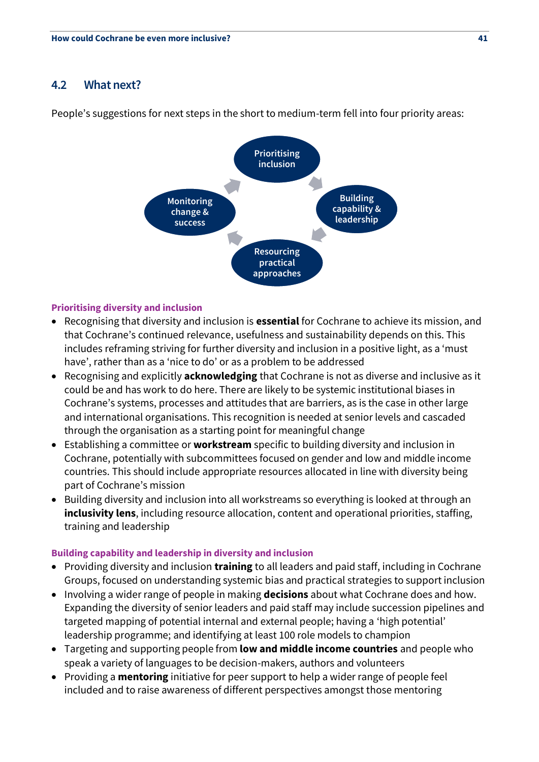## 4.2 What next?

People's suggestions for next steps in the short to medium-term fell into four priority areas:

Prioritising inclusion

Building capability & leadership

Resourcing practical approaches

Monitoring change & success

**Prioritising diversity and inclusion**

- Recognising that diversity and inclusion is **essential** for Cochrane to achieve its mission, and that Cochrane's continued relevance, usefulness and sustainability depends on this. This includes reframing striving for further diversity and inclusion in a positive light, as a 'must have', rather than as a 'nice to do' or as a problem to be addressed
- Recognising and explicitly **acknowledging** that Cochrane is not as diverse and inclusive as it could be and has work to do here. There are likely to be systemic institutional biases in Cochrane's systems, processes and attitudes that are barriers, as is the case in other large and international organisations. This recognition is needed at senior levels and cascaded through the organisation as a starting point for meaningful change
- Establishing a committee or **workstream** specific to building diversity and inclusion in Cochrane, potentially with subcommittees focused on gender and low and middle income countries. This should include appropriate resources allocated in line with diversity being part of Cochrane's mission
- Building diversity and inclusion into all workstreams so everything is looked at through an **inclusivity lens**, including resource allocation, content and operational priorities, staffing, training and leadership

**Building capability and leadership in diversity and inclusion**

- Providing diversity and inclusion **training** to all leaders and paid staff, including in Cochrane Groups, focused on understanding systemic bias and practical strategies to support inclusion
- Involving a wider range of people in making **decisions** about what Cochrane does and how. Expanding the diversity of senior leaders and paid staff may include succession pipelines and targeted mapping of potential internal and external people; having a 'high potential' leadership programme; and identifying at least 100 role models to champion
- Targeting and supporting people from **low and middle income countries** and people who speak a variety of languages to be decision-makers, authors and volunteers
- Providing a **mentoring** initiative for peer support to help a wider range of people feel included and to raise awareness of different perspectives amongst those mentoring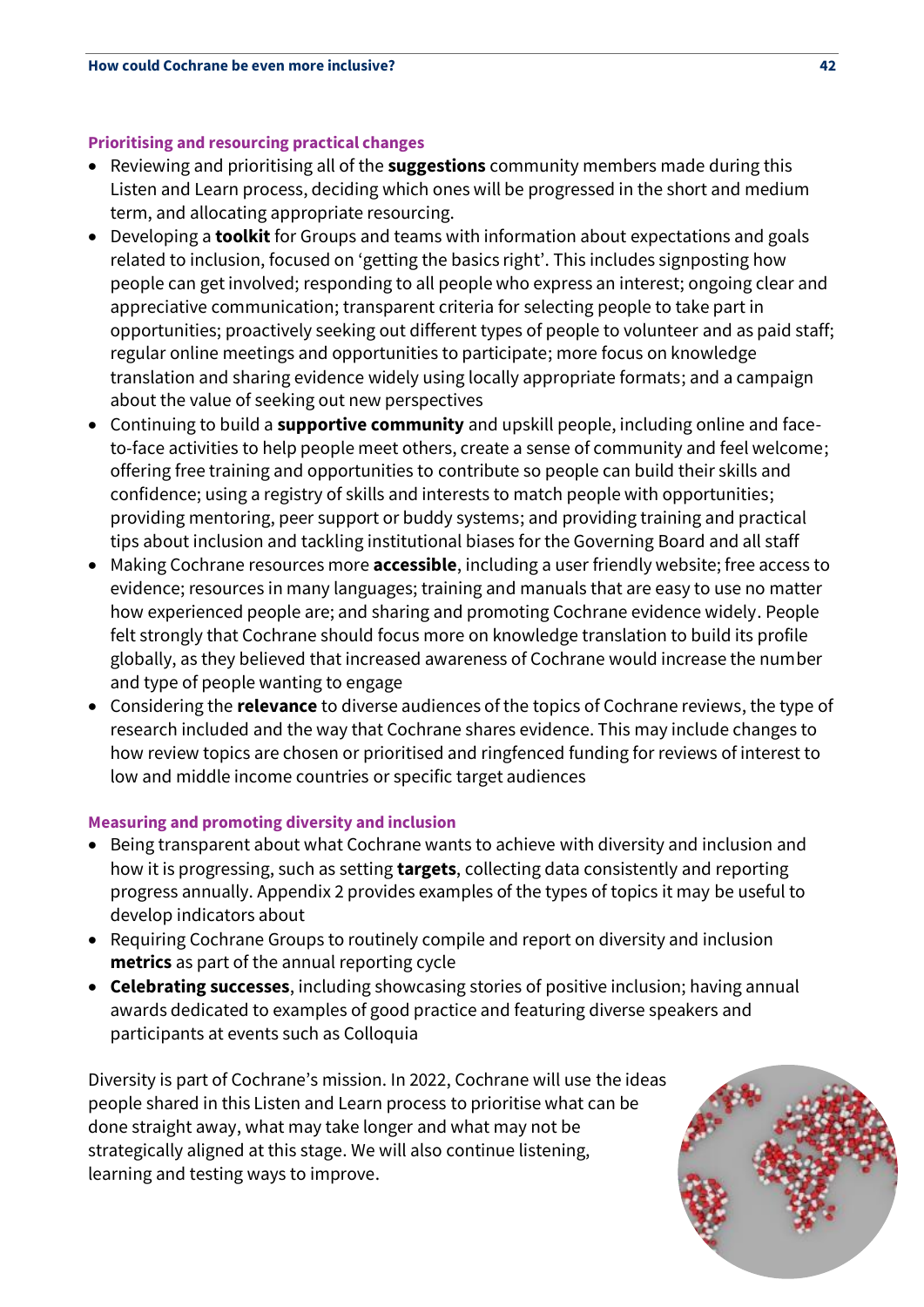### Prioritising and resourcing practical changes

- Reviewing and prioritising all of the **suggestions** community members made during this Listen and Learn process, deciding which ones will be progressed in the short and medium term, and allocating appropriate resourcing.
- Developing a **toolkit** for Groups and teams with information about expectations and goals related to inclusion, focused on 'getting the basics right'. This includes signposting how people can get involved; responding to all people who express an interest; ongoing clear and appreciative communication; transparent criteria for selecting people to take part in opportunities; proactively seeking out different types of people to volunteer and as paid staff; regular online meetings and opportunities to participate; more focus on knowledge translation and sharing evidence widely using locally appropriate formats; and a campaign about the value of seeking out new perspectives
- Continuing to build a **supportive community** and upskill people, including online and face-to-face activities to help people meet others, create a sense of community and feel welcome; offering free training and opportunities to contribute so people can build their skills and confidence; using a registry of skills and interests to match people with opportunities; providing mentoring, peer support or buddy systems; and providing training and practical tips about inclusion and tackling institutional biases for the Governing Board and all staff
- Making Cochrane resources more **accessible**, including a user friendly website; free access to evidence; resources in many languages; training and manuals that are easy to use no matter how experienced people are; and sharing and promoting Cochrane evidence widely. People felt strongly that Cochrane should focus more on knowledge translation to build its profile globally, as they believed that increased awareness of Cochrane would increase the number and type of people wanting to engage
- Considering the **relevance** to diverse audiences of the topics of Cochrane reviews, the type of research included and the way that Cochrane shares evidence. This may include changes to how review topics are chosen or prioritised and ringfenced funding for reviews of interest to low and middle income countries or specific target audiences

### Measuring and promoting diversity and inclusion

- Being transparent about what Cochrane wants to achieve with diversity and inclusion and how it is progressing, such as setting **targets**, collecting data consistently and reporting progress annually. Appendix 2 provides examples of the types of topics it may be useful to develop indicators about
- Requiring Cochrane Groups to routinely compile and report on diversity and inclusion **metrics** as part of the annual reporting cycle
- **Celebrating successes**, including showcasing stories of positive inclusion; having annual awards dedicated to examples of good practice and featuring diverse speakers and participants at events such as Colloquia

Diversity is part of Cochrane's mission. In 2022, Cochrane will use the ideas people shared in this Listen and Learn process to prioritise what can be done straight away, what may take longer and what may not be strategically aligned at this stage. We will also continue listening, learning and testing ways to improve.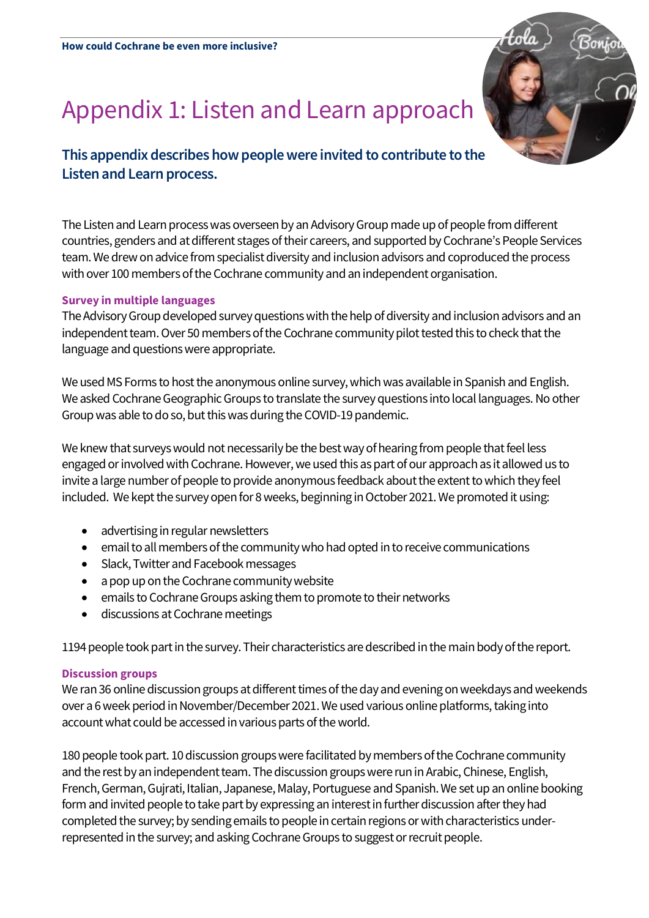# Appendix 1: Listen and Learn approach

**This appendix describes how people were invited to contribute to the Listen and Learn process.**

The Listen and Learn process was overseen by an Advisory Group made up of people from different countries, genders and at different stages of their careers, and supported by Cochrane's People Services team. We drew on advice from specialist diversity and inclusion advisors and coproduced the process with over 100 members of the Cochrane community and an independent organisation.

### Survey in multiple languages

The Advisory Group developed survey questions with the help of diversity and inclusion advisors and an independent team. Over 50 members of the Cochrane community pilot tested this to check that the language and questions were appropriate.

We used MS Forms to host the anonymous online survey, which was available in Spanish and English. We asked Cochrane Geographic Groups to translate the survey questions into local languages. No other Group was able to do so, but this was during the COVID-19 pandemic.

We knew that surveys would not necessarily be the best way of hearing from people that feel less engaged or involved with Cochrane. However, we used this as part of our approach as it allowed us to invite a large number of people to provide anonymous feedback about the extent to which they feel included. We kept the survey open for 8 weeks, beginning in October 2021. We promoted it using:

- advertising in regular newsletters
- email to all members of the community who had opted in to receive communications
- Slack, Twitter and Facebook messages
- a pop up on the Cochrane community website
- emails to Cochrane Groups asking them to promote to their networks
- discussions at Cochrane meetings

1194 people took part in the survey. Their characteristics are described in the main body of the report.

### Discussion groups

We ran 36 online discussion groups at different times of the day and evening on weekdays and weekends over a 6 week period in November/December 2021. We used various online platforms, taking into account what could be accessed in various parts of the world.

180 people took part. 10 discussion groups were facilitated by members of the Cochrane community and the rest by an independent team. The discussion groups were run in Arabic, Chinese, English, French, German, Gujrati, Italian, Japanese, Malay, Portuguese and Spanish. We set up an online booking form and invited people to take part by expressing an interest in further discussion after they had completed the survey; by sending emails to people in certain regions or with characteristics under-represented in the survey; and asking Cochrane Groups to suggest or recruit people.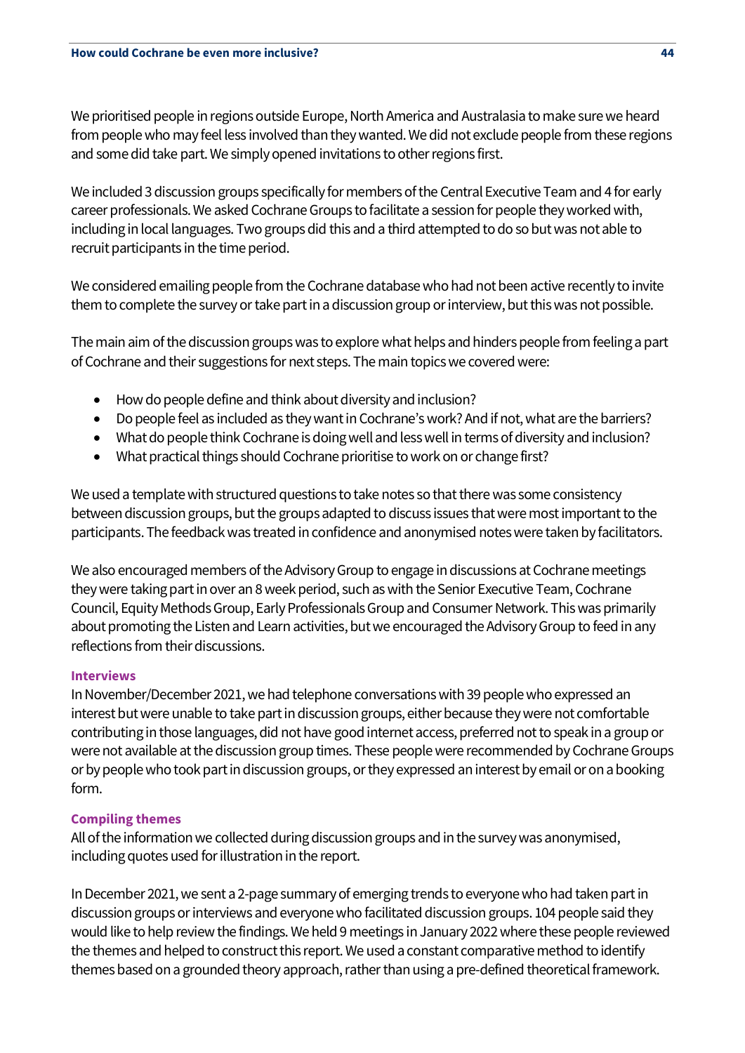We prioritised people in regions outside Europe, North America and Australasia to make sure we heard from people who may feel less involved than they wanted. We did not exclude people from these regions and some did take part. We simply opened invitations to other regions first.

We included 3 discussion groups specifically for members of the Central Executive Team and 4 for early career professionals. We asked Cochrane Groups to facilitate a session for people they worked with, including in local languages. Two groups did this and a third attempted to do so but was not able to recruit participants in the time period.

We considered emailing people from the Cochrane database who had not been active recently to invite them to complete the survey or take part in a discussion group or interview, but this was not possible.

The main aim of the discussion groups was to explore what helps and hinders people from feeling a part of Cochrane and their suggestions for next steps. The main topics we covered were:

- How do people define and think about diversity and inclusion?
- Do people feel as included as they want in Cochrane's work? And if not, what are the barriers?
- What do people think Cochrane is doing well and less well in terms of diversity and inclusion?
- What practical things should Cochrane prioritise to work on or change first?

We used a template with structured questions to take notes so that there was some consistency between discussion groups, but the groups adapted to discuss issues that were most important to the participants. The feedback was treated in confidence and anonymised notes were taken by facilitators.

We also encouraged members of the Advisory Group to engage in discussions at Cochrane meetings they were taking part in over an 8 week period, such as with the Senior Executive Team, Cochrane Council, Equity Methods Group, Early Professionals Group and Consumer Network. This was primarily about promoting the Listen and Learn activities, but we encouraged the Advisory Group to feed in any reflections from their discussions.

### Interviews

In November/December 2021, we had telephone conversations with 39 people who expressed an interest but were unable to take part in discussion groups, either because they were not comfortable contributing in those languages, did not have good internet access, preferred not to speak in a group or were not available at the discussion group times. These people were recommended by Cochrane Groups or by people who took part in discussion groups, or they expressed an interest by email or on a booking form.

### Compiling themes

All of the information we collected during discussion groups and in the survey was anonymised, including quotes used for illustration in the report.

In December 2021, we sent a 2-page summary of emerging trends to everyone who had taken part in discussion groups or interviews and everyone who facilitated discussion groups. 104 people said they would like to help review the findings. We held 9 meetings in January 2022 where these people reviewed the themes and helped to construct this report. We used a constant comparative method to identify themes based on a grounded theory approach, rather than using a pre-defined theoretical framework.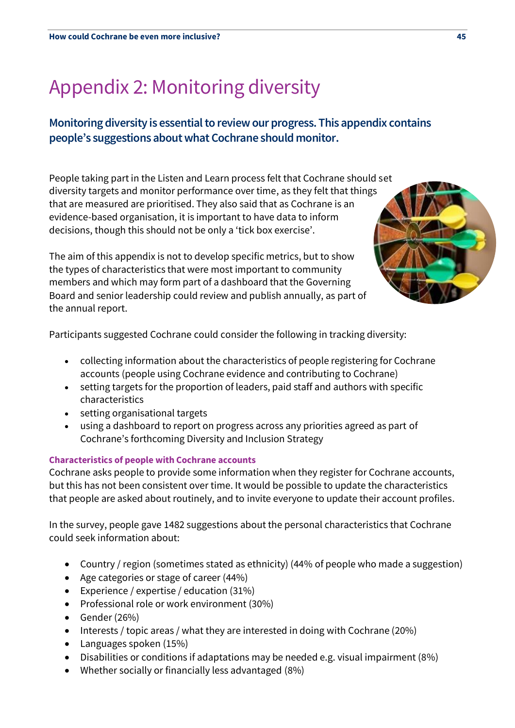# Appendix 2: Monitoring diversity

**Monitoring diversity is essential to review our progress. This appendix contains people's suggestions about what Cochrane should monitor.**

People taking part in the Listen and Learn process felt that Cochrane should set diversity targets and monitor performance over time, as they felt that things that are measured are prioritised. They also said that as Cochrane is an evidence-based organisation, it is important to have data to inform decisions, though this should not be only a 'tick box exercise'.

The aim of this appendix is not to develop specific metrics, but to show the types of characteristics that were most important to community members and which may form part of a dashboard that the Governing Board and senior leadership could review and publish annually, as part of the annual report.

Participants suggested Cochrane could consider the following in tracking diversity:

- collecting information about the characteristics of people registering for Cochrane accounts (people using Cochrane evidence and contributing to Cochrane)
- setting targets for the proportion of leaders, paid staff and authors with specific characteristics
- setting organisational targets
- using a dashboard to report on progress across any priorities agreed as part of Cochrane's forthcoming Diversity and Inclusion Strategy

### Characteristics of people with Cochrane accounts

Cochrane asks people to provide some information when they register for Cochrane accounts, but this has not been consistent over time. It would be possible to update the characteristics that people are asked about routinely, and to invite everyone to update their account profiles.

In the survey, people gave 1482 suggestions about the personal characteristics that Cochrane could seek information about:

- Country / region (sometimes stated as ethnicity) (44% of people who made a suggestion)
- Age categories or stage of career (44%)
- Experience / expertise / education (31%)
- Professional role or work environment (30%)
- Gender (26%)
- Interests / topic areas / what they are interested in doing with Cochrane (20%)
- Languages spoken (15%)
- Disabilities or conditions if adaptations may be needed e.g. visual impairment (8%)
- Whether socially or financially less advantaged (8%)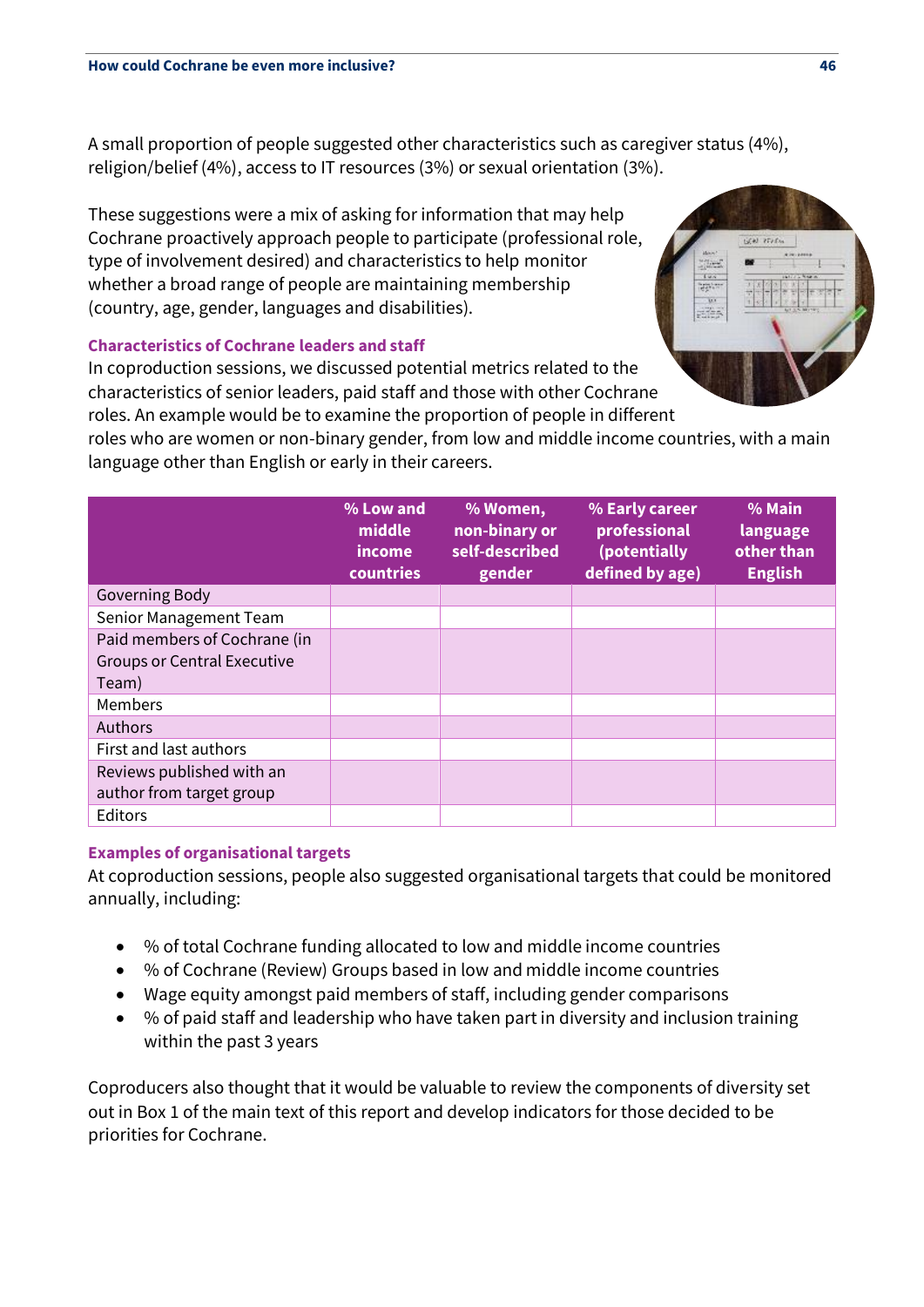A small proportion of people suggested other characteristics such as caregiver status (4%), religion/belief (4%), access to IT resources (3%) or sexual orientation (3%).

These suggestions were a mix of asking for information that may help Cochrane proactively approach people to participate (professional role, type of involvement desired) and characteristics to help monitor whether a broad range of people are maintaining membership (country, age, gender, languages and disabilities).

### Characteristics of Cochrane leaders and staff

In coproduction sessions, we discussed potential metrics related to the characteristics of senior leaders, paid staff and those with other Cochrane roles. An example would be to examine the proportion of people in different roles who are women or non-binary gender, from low and middle income countries, with a main language other than English or early in their careers.

| | % Low and middle income countries | % Women, non-binary or self-described gender | % Early career professional (potentially defined by age) | % Main language other than English |
|---|---|---|---|---|
| Governing Body | | | | |
| Senior Management Team | | | | |
| Paid members of Cochrane (in Groups or Central Executive Team) | | | | |
| Members | | | | |
| Authors | | | | |
| First and last authors | | | | |
| Reviews published with an author from target group | | | | |
| Editors | | | | |

### Examples of organisational targets

At coproduction sessions, people also suggested organisational targets that could be monitored annually, including:

- % of total Cochrane funding allocated to low and middle income countries
- % of Cochrane (Review) Groups based in low and middle income countries
- Wage equity amongst paid members of staff, including gender comparisons
- % of paid staff and leadership who have taken part in diversity and inclusion training within the past 3 years

Coproducers also thought that it would be valuable to review the components of diversity set out in Box 1 of the main text of this report and develop indicators for those decided to be priorities for Cochrane.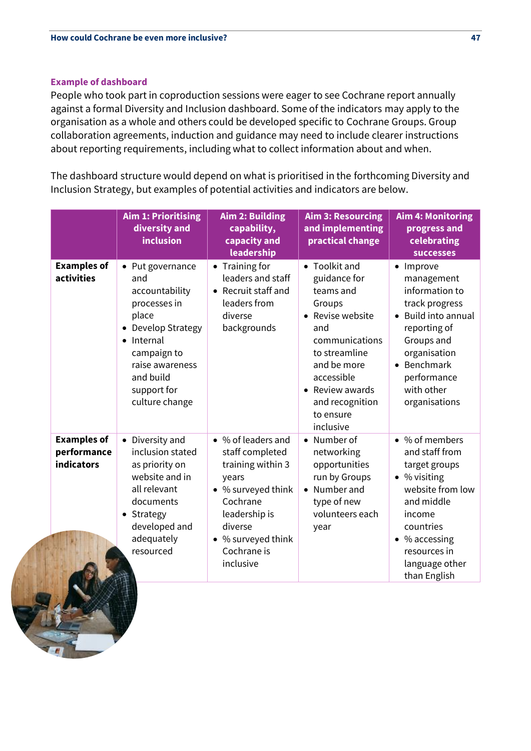### Example of dashboard

People who took part in coproduction sessions were eager to see Cochrane report annually against a formal Diversity and Inclusion dashboard. Some of the indicators may apply to the organisation as a whole and others could be developed specific to Cochrane Groups. Group collaboration agreements, induction and guidance may need to include clearer instructions about reporting requirements, including what to collect information about and when.

The dashboard structure would depend on what is prioritised in the forthcoming Diversity and Inclusion Strategy, but examples of potential activities and indicators are below.

| | Aim 1: Prioritising diversity and inclusion | Aim 2: Building capability, capacity and leadership | Aim 3: Resourcing and implementing practical change | Aim 4: Monitoring progress and celebrating successes |
|---|---|---|---|---|
| **Examples of activities** | • Put governance and accountability processes in place<br>• Develop Strategy<br>• Internal campaign to raise awareness and build support for culture change | • Training for leaders and staff<br>• Recruit staff and leaders from diverse backgrounds | • Toolkit and guidance for teams and Groups<br>• Revise website and communications to streamline and be more accessible<br>• Review awards and recognition to ensure inclusive | • Improve management information to track progress<br>• Build into annual reporting of Groups and organisation<br>• Benchmark performance with other organisations |
| **Examples of performance indicators** | • Diversity and inclusion stated as priority on website and in all relevant documents<br>• Strategy developed and adequately resourced | • % of leaders and staff completed training within 3 years<br>• % surveyed think Cochrane leadership is diverse<br>• % surveyed think Cochrane is inclusive | • Number of networking opportunities run by Groups<br>• Number and type of new volunteers each year | • % of members and staff from target groups<br>• % visiting website from low and middle income countries<br>• % accessing resources in language other than English |